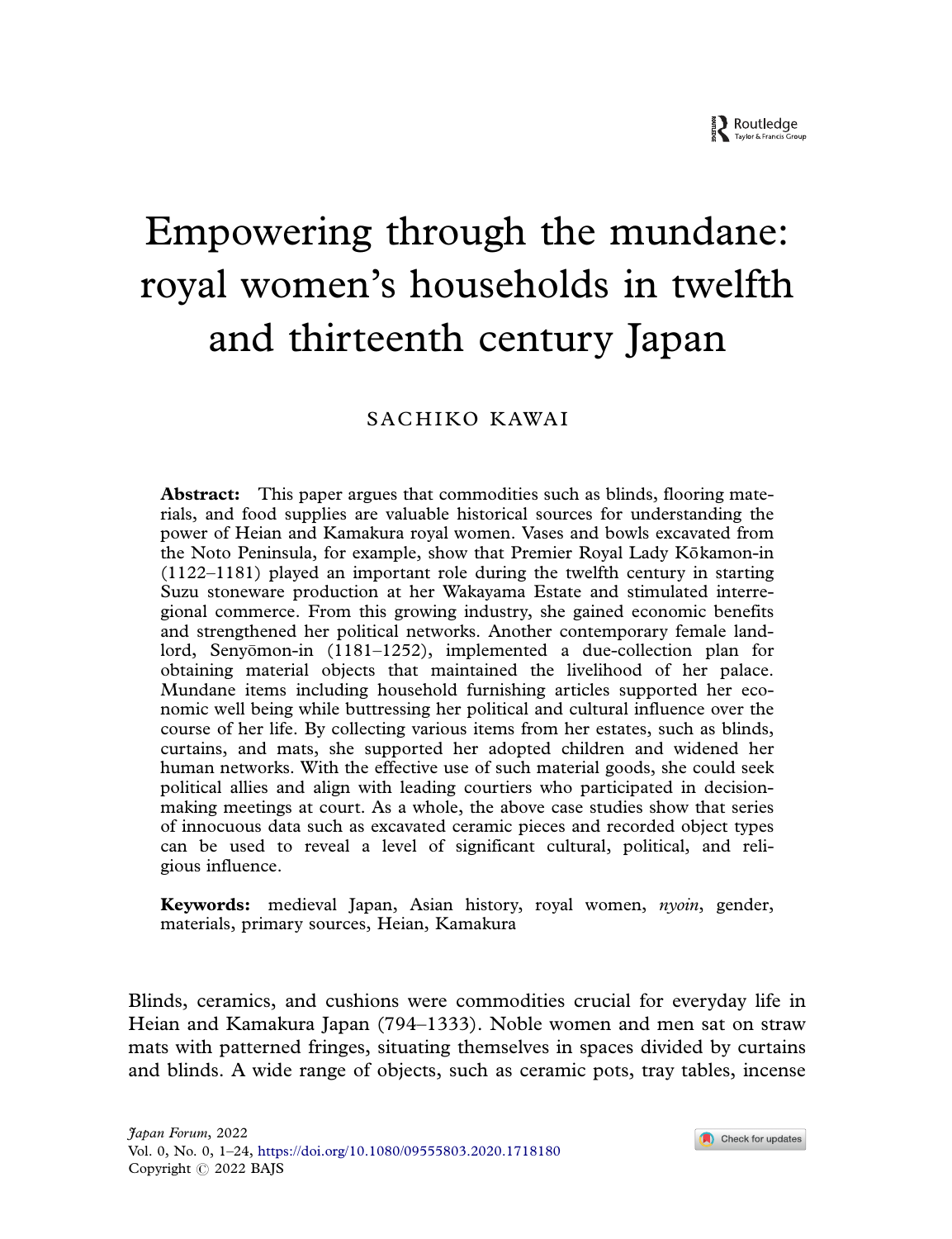# Empowering through the mundane: royal women's households in twelfth and thirteenth century Japan

SACHIKO KAWAI

**Abstract:** This paper argues that commodities such as blinds, flooring materials, and food supplies are valuable historical sources for understanding the power of Heian and Kamakura royal women. Vases and bowls excavated from the Noto Peninsula, for example, show that Premier Royal Lady Kōkamon-in (1122–1181) played an important role during the twelfth century in starting Suzu stoneware production at her Wakayama Estate and stimulated interregional commerce. From this growing industry, she gained economic benefits and strengthened her political networks. Another contemporary female landlord, Senyōmon-in (1181–1252), implemented a due-collection plan for obtaining material objects that maintained the livelihood of her palace. Mundane items including household furnishing articles supported her economic well being while buttressing her political and cultural influence over the course of her life. By collecting various items from her estates, such as blinds, curtains, and mats, she supported her adopted children and widened her human networks. With the effective use of such material goods, she could seek political allies and align with leading courtiers who participated in decision-making meetings at court. As a whole, the above case studies show that series of innocuous data such as excavated ceramic pieces and recorded object types can be used to reveal a level of significant cultural, political, and religious influence.

**Keywords:** medieval Japan, Asian history, royal women, *nyoin*, gender, materials, primary sources, Heian, Kamakura

Blinds, ceramics, and cushions were commodities crucial for everyday life in Heian and Kamakura Japan (794–1333). Noble women and men sat on straw mats with patterned fringes, situating themselves in spaces divided by curtains and blinds. A wide range of objects, such as ceramic pots, tray tables, incense

*Japan Forum*, 2022
Vol. 0, No. 0, 1–24, https://doi.org/10.1080/09555803.2020.1718180
Copyright © 2022 BAJS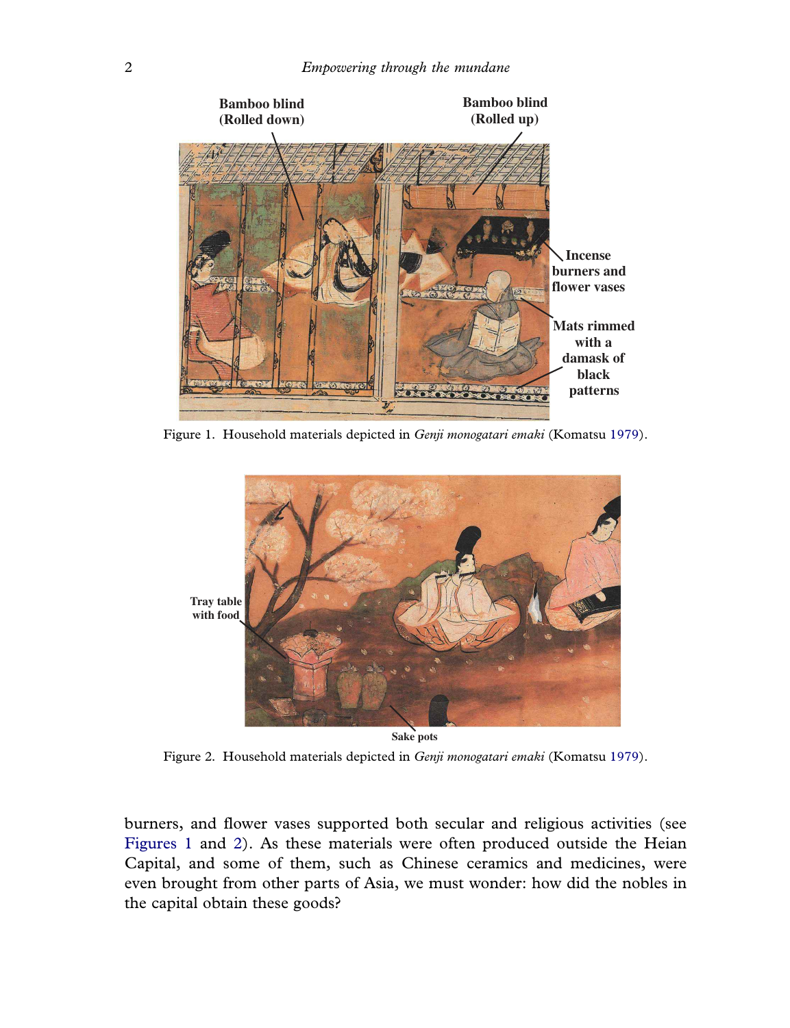Figure 1. Household materials depicted in *Genji monogatari emaki* (Komatsu 1979).

Figure 2. Household materials depicted in *Genji monogatari emaki* (Komatsu 1979).

burners, and flower vases supported both secular and religious activities (see Figures 1 and 2). As these materials were often produced outside the Heian Capital, and some of them, such as Chinese ceramics and medicines, were even brought from other parts of Asia, we must wonder: how did the nobles in the capital obtain these goods?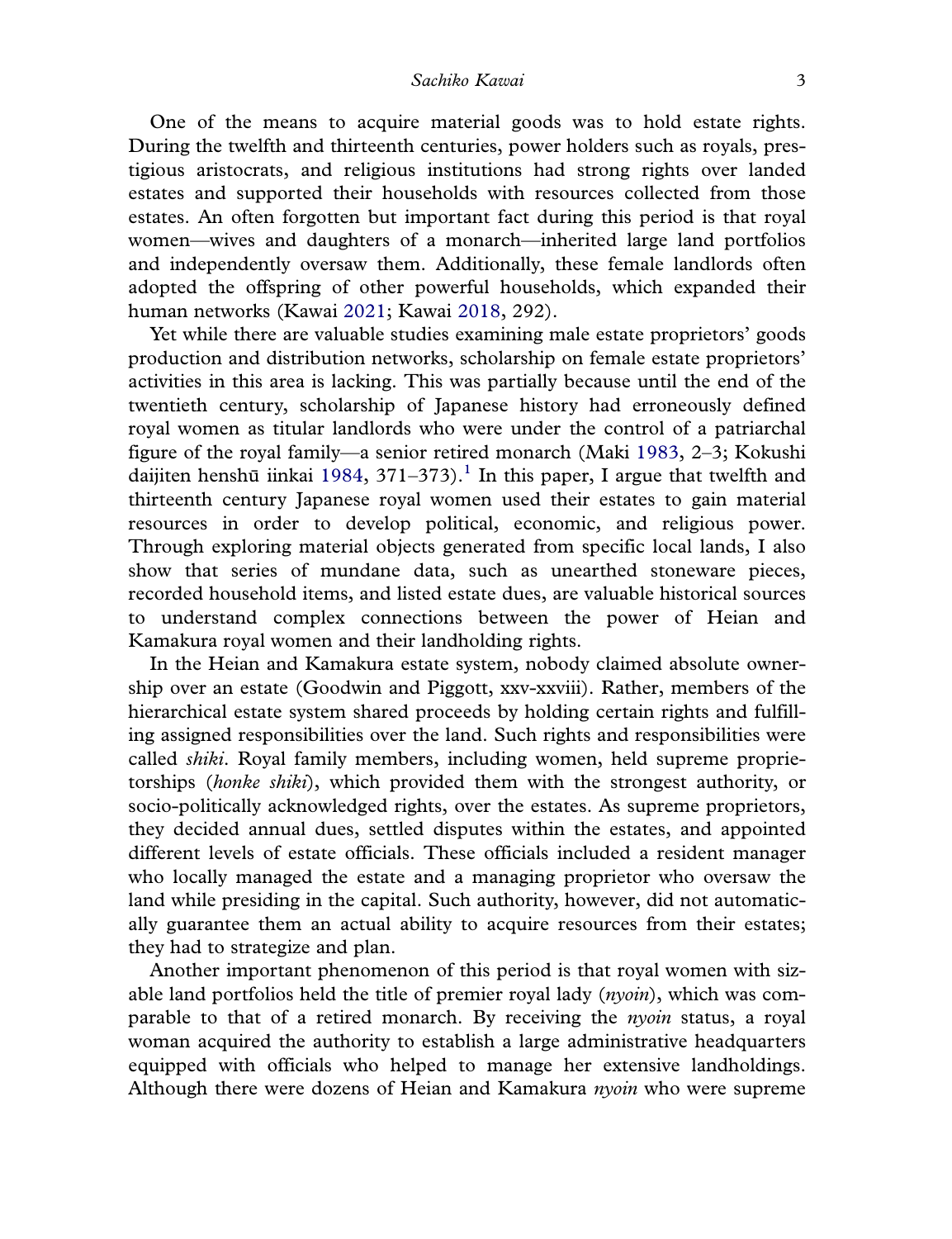One of the means to acquire material goods was to hold estate rights. During the twelfth and thirteenth centuries, power holders such as royals, prestigious aristocrats, and religious institutions had strong rights over landed estates and supported their households with resources collected from those estates. An often forgotten but important fact during this period is that royal women—wives and daughters of a monarch—inherited large land portfolios and independently oversaw them. Additionally, these female landlords often adopted the offspring of other powerful households, which expanded their human networks (Kawai 2021; Kawai 2018, 292).

Yet while there are valuable studies examining male estate proprietors' goods production and distribution networks, scholarship on female estate proprietors' activities in this area is lacking. This was partially because until the end of the twentieth century, scholarship of Japanese history had erroneously defined royal women as titular landlords who were under the control of a patriarchal figure of the royal family—a senior retired monarch (Maki 1983, 2–3; Kokushi daijiten henshū iinkai 1984, 371–373).[1] In this paper, I argue that twelfth and thirteenth century Japanese royal women used their estates to gain material resources in order to develop political, economic, and religious power. Through exploring material objects generated from specific local lands, I also show that series of mundane data, such as unearthed stoneware pieces, recorded household items, and listed estate dues, are valuable historical sources to understand complex connections between the power of Heian and Kamakura royal women and their landholding rights.

In the Heian and Kamakura estate system, nobody claimed absolute ownership over an estate (Goodwin and Piggott, xxv-xxviii). Rather, members of the hierarchical estate system shared proceeds by holding certain rights and fulfilling assigned responsibilities over the land. Such rights and responsibilities were called *shiki*. Royal family members, including women, held supreme proprietorships (*honke shiki*), which provided them with the strongest authority, or socio-politically acknowledged rights, over the estates. As supreme proprietors, they decided annual dues, settled disputes within the estates, and appointed different levels of estate officials. These officials included a resident manager who locally managed the estate and a managing proprietor who oversaw the land while presiding in the capital. Such authority, however, did not automatically guarantee them an actual ability to acquire resources from their estates; they had to strategize and plan.

Another important phenomenon of this period is that royal women with sizable land portfolios held the title of premier royal lady (*nyoin*), which was comparable to that of a retired monarch. By receiving the *nyoin* status, a royal woman acquired the authority to establish a large administrative headquarters equipped with officials who helped to manage her extensive landholdings. Although there were dozens of Heian and Kamakura *nyoin* who were supreme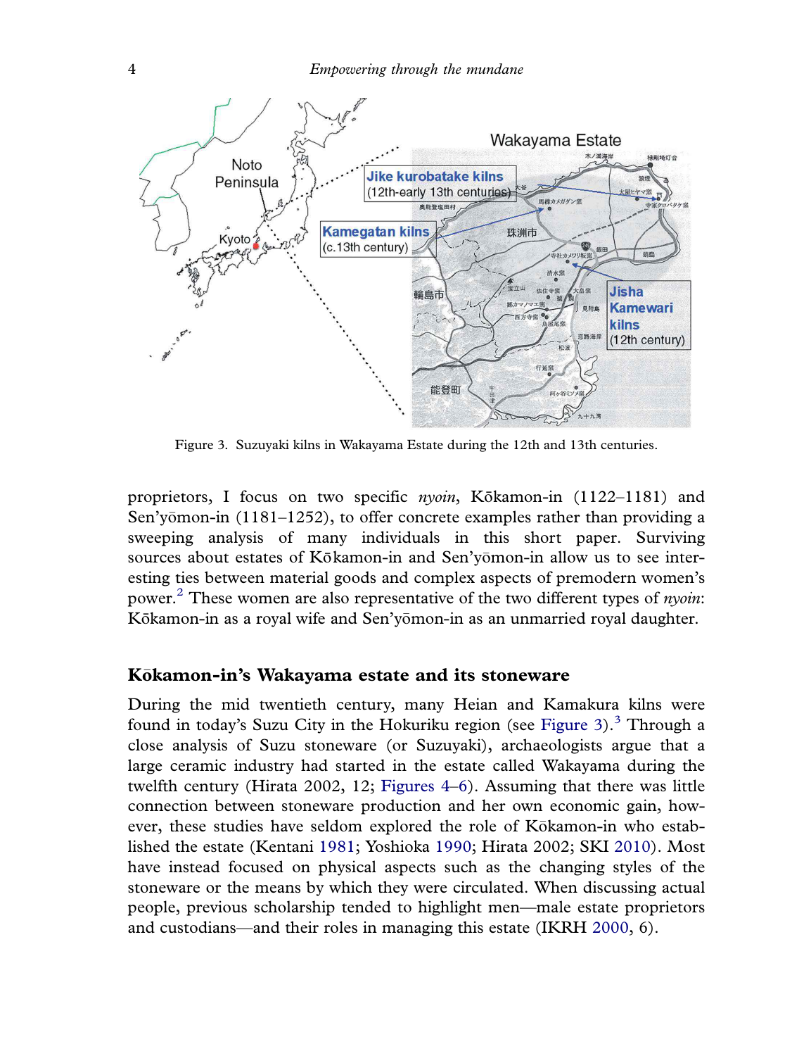Figure 3. Suzuyaki kilns in Wakayama Estate during the 12th and 13th centuries.

proprietors, I focus on two specific *nyoin*, Kōkamon-in (1122–1181) and Sen'yōmon-in (1181–1252), to offer concrete examples rather than providing a sweeping analysis of many individuals in this short paper. Surviving sources about estates of Kōkamon-in and Sen'yōmon-in allow us to see interesting ties between material goods and complex aspects of premodern women's power.[2] These women are also representative of the two different types of *nyoin*: Kōkamon-in as a royal wife and Sen'yōmon-in as an unmarried royal daughter.

## Kōkamon-in's Wakayama estate and its stoneware

During the mid twentieth century, many Heian and Kamakura kilns were found in today's Suzu City in the Hokuriku region (see Figure 3).[3] Through a close analysis of Suzu stoneware (or Suzuyaki), archaeologists argue that a large ceramic industry had started in the estate called Wakayama during the twelfth century (Hirata 2002, 12; Figures 4–6). Assuming that there was little connection between stoneware production and her own economic gain, however, these studies have seldom explored the role of Kōkamon-in who established the estate (Kentani 1981; Yoshioka 1990; Hirata 2002; SKI 2010). Most have instead focused on physical aspects such as the changing styles of the stoneware or the means by which they were circulated. When discussing actual people, previous scholarship tended to highlight men—male estate proprietors and custodians—and their roles in managing this estate (IKRH 2000, 6).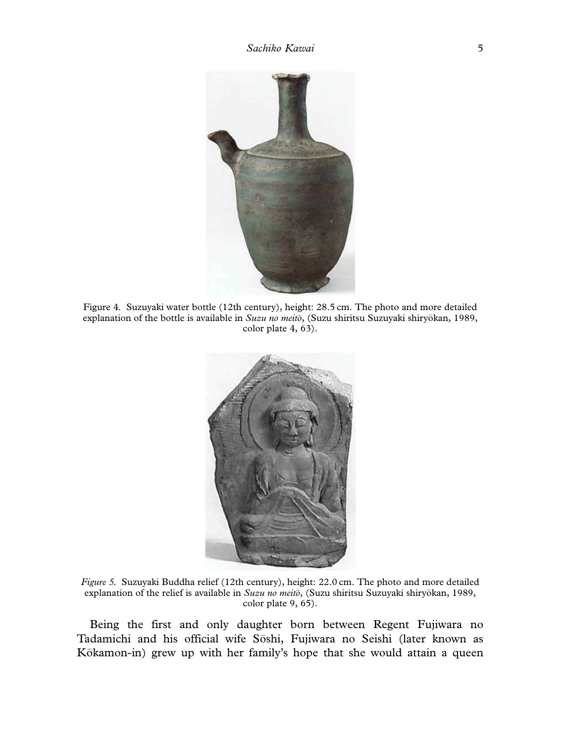Figure 4. Suzuyaki water bottle (12th century), height: 28.5 cm. The photo and more detailed explanation of the bottle is available in *Suzu no meitō*, (Suzu shiritsu Suzuyaki shiryōkan, 1989, color plate 4, 63).

*Figure 5.* Suzuyaki Buddha relief (12th century), height: 22.0 cm. The photo and more detailed explanation of the relief is available in *Suzu no meitō*, (Suzu shiritsu Suzuyaki shiryōkan, 1989, color plate 9, 65).

Being the first and only daughter born between Regent Fujiwara no Tadamichi and his official wife Sōshi, Fujiwara no Seishi (later known as Kōkamon-in) grew up with her family's hope that she would attain a queen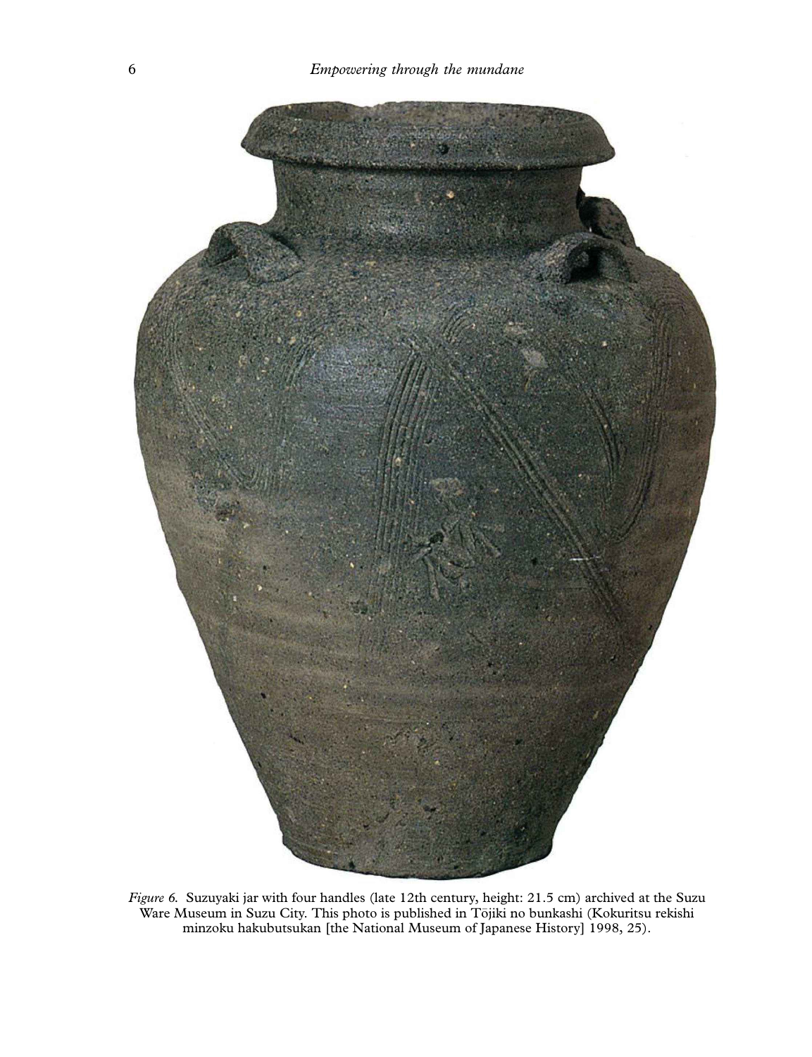*Figure 6.* Suzuyaki jar with four handles (late 12th century, height: 21.5 cm) archived at the Suzu Ware Museum in Suzu City. This photo is published in Tōjiki no bunkashi (Kokuritsu rekishi minzoku hakubutsukan [the National Museum of Japanese History] 1998, 25).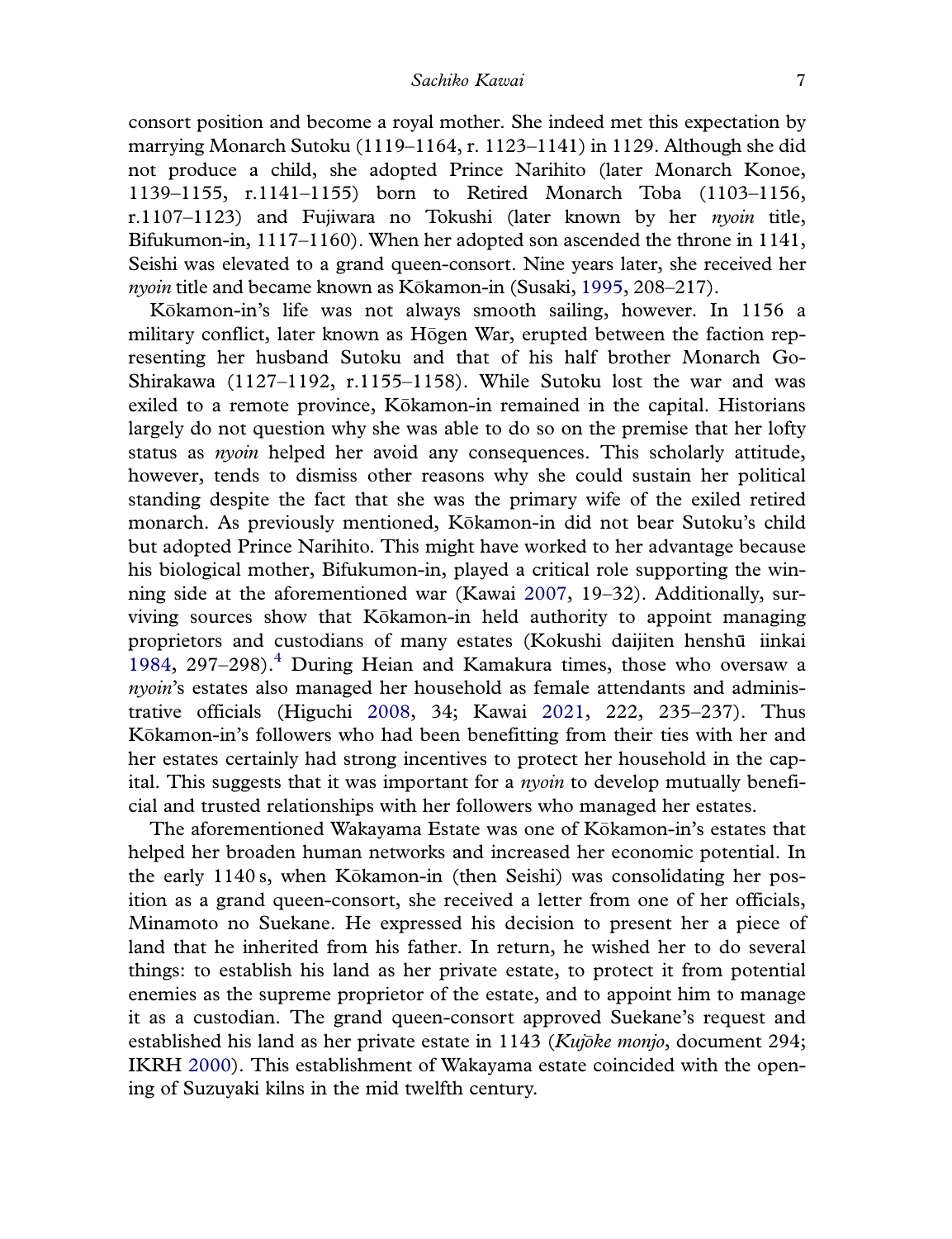consort position and become a royal mother. She indeed met this expectation by marrying Monarch Sutoku (1119–1164, r. 1123–1141) in 1129. Although she did not produce a child, she adopted Prince Narihito (later Monarch Konoe, 1139–1155, r.1141–1155) born to Retired Monarch Toba (1103–1156, r.1107–1123) and Fujiwara no Tokushi (later known by her *nyoin* title, Bifukumon-in, 1117–1160). When her adopted son ascended the throne in 1141, Seishi was elevated to a grand queen-consort. Nine years later, she received her *nyoin* title and became known as Kōkamon-in (Susaki, 1995, 208–217).

Kōkamon-in's life was not always smooth sailing, however. In 1156 a military conflict, later known as Hōgen War, erupted between the faction representing her husband Sutoku and that of his half brother Monarch Go-Shirakawa (1127–1192, r.1155–1158). While Sutoku lost the war and was exiled to a remote province, Kōkamon-in remained in the capital. Historians largely do not question why she was able to do so on the premise that her lofty status as *nyoin* helped her avoid any consequences. This scholarly attitude, however, tends to dismiss other reasons why she could sustain her political standing despite the fact that she was the primary wife of the exiled retired monarch. As previously mentioned, Kōkamon-in did not bear Sutoku's child but adopted Prince Narihito. This might have worked to her advantage because his biological mother, Bifukumon-in, played a critical role supporting the winning side at the aforementioned war (Kawai 2007, 19–32). Additionally, surviving sources show that Kōkamon-in held authority to appoint managing proprietors and custodians of many estates (Kokushi daijiten henshū iinkai 1984, 297–298).[4] During Heian and Kamakura times, those who oversaw a *nyoin*'s estates also managed her household as female attendants and administrative officials (Higuchi 2008, 34; Kawai 2021, 222, 235–237). Thus Kōkamon-in's followers who had been benefitting from their ties with her and her estates certainly had strong incentives to protect her household in the capital. This suggests that it was important for a *nyoin* to develop mutually beneficial and trusted relationships with her followers who managed her estates.

The aforementioned Wakayama Estate was one of Kōkamon-in's estates that helped her broaden human networks and increased her economic potential. In the early 1140 s, when Kōkamon-in (then Seishi) was consolidating her position as a grand queen-consort, she received a letter from one of her officials, Minamoto no Suekane. He expressed his decision to present her a piece of land that he inherited from his father. In return, he wished her to do several things: to establish his land as her private estate, to protect it from potential enemies as the supreme proprietor of the estate, and to appoint him to manage it as a custodian. The grand queen-consort approved Suekane's request and established his land as her private estate in 1143 (*Kujōke monjo*, document 294; IKRH 2000). This establishment of Wakayama estate coincided with the opening of Suzuyaki kilns in the mid twelfth century.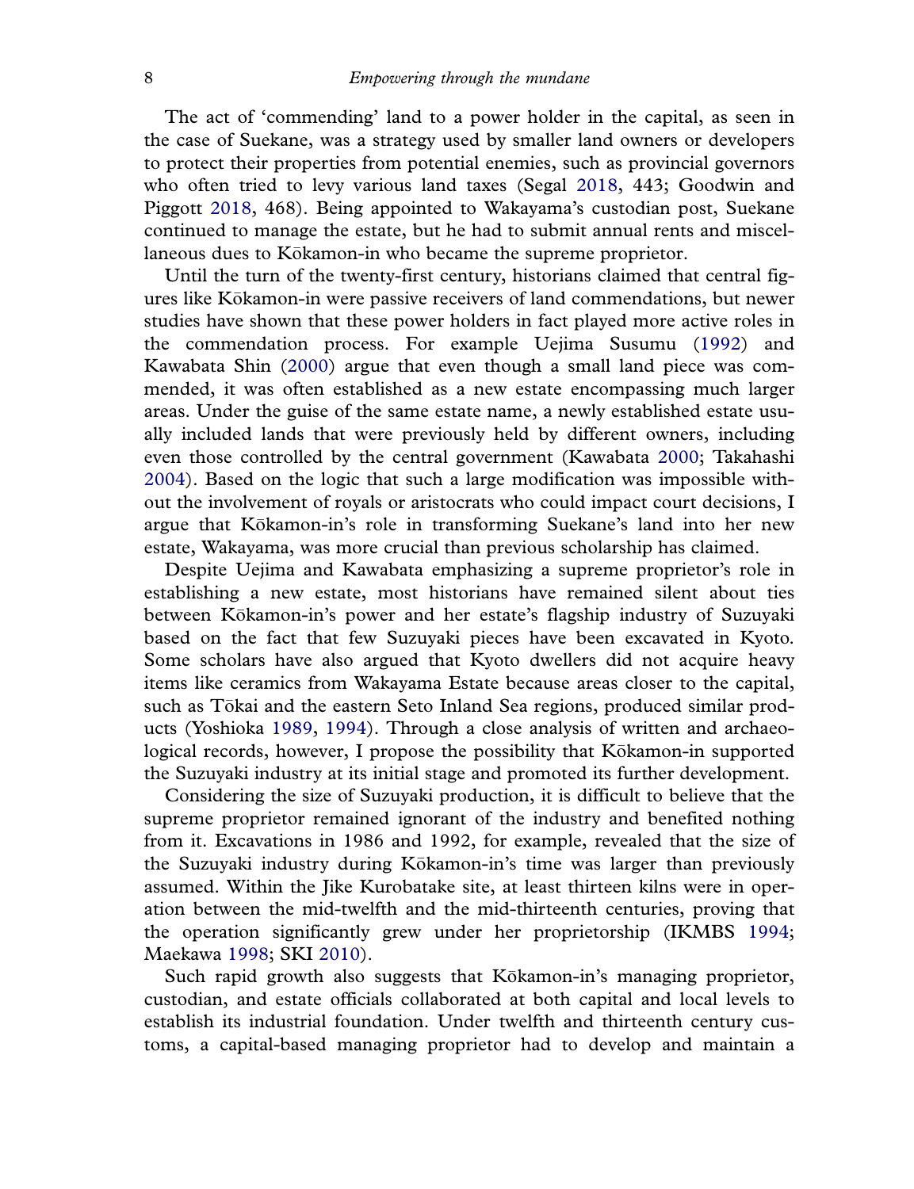The act of 'commending' land to a power holder in the capital, as seen in the case of Suekane, was a strategy used by smaller land owners or developers to protect their properties from potential enemies, such as provincial governors who often tried to levy various land taxes (Segal 2018, 443; Goodwin and Piggott 2018, 468). Being appointed to Wakayama's custodian post, Suekane continued to manage the estate, but he had to submit annual rents and miscellaneous dues to Kōkamon-in who became the supreme proprietor.

Until the turn of the twenty-first century, historians claimed that central figures like Kōkamon-in were passive receivers of land commendations, but newer studies have shown that these power holders in fact played more active roles in the commendation process. For example Uejima Susumu (1992) and Kawabata Shin (2000) argue that even though a small land piece was commended, it was often established as a new estate encompassing much larger areas. Under the guise of the same estate name, a newly established estate usually included lands that were previously held by different owners, including even those controlled by the central government (Kawabata 2000; Takahashi 2004). Based on the logic that such a large modification was impossible without the involvement of royals or aristocrats who could impact court decisions, I argue that Kōkamon-in's role in transforming Suekane's land into her new estate, Wakayama, was more crucial than previous scholarship has claimed.

Despite Uejima and Kawabata emphasizing a supreme proprietor's role in establishing a new estate, most historians have remained silent about ties between Kōkamon-in's power and her estate's flagship industry of Suzuyaki based on the fact that few Suzuyaki pieces have been excavated in Kyoto. Some scholars have also argued that Kyoto dwellers did not acquire heavy items like ceramics from Wakayama Estate because areas closer to the capital, such as Tōkai and the eastern Seto Inland Sea regions, produced similar products (Yoshioka 1989, 1994). Through a close analysis of written and archaeological records, however, I propose the possibility that Kōkamon-in supported the Suzuyaki industry at its initial stage and promoted its further development.

Considering the size of Suzuyaki production, it is difficult to believe that the supreme proprietor remained ignorant of the industry and benefited nothing from it. Excavations in 1986 and 1992, for example, revealed that the size of the Suzuyaki industry during Kōkamon-in's time was larger than previously assumed. Within the Jike Kurobatake site, at least thirteen kilns were in operation between the mid-twelfth and the mid-thirteenth centuries, proving that the operation significantly grew under her proprietorship (IKMBS 1994; Maekawa 1998; SKI 2010).

Such rapid growth also suggests that Kōkamon-in's managing proprietor, custodian, and estate officials collaborated at both capital and local levels to establish its industrial foundation. Under twelfth and thirteenth century customs, a capital-based managing proprietor had to develop and maintain a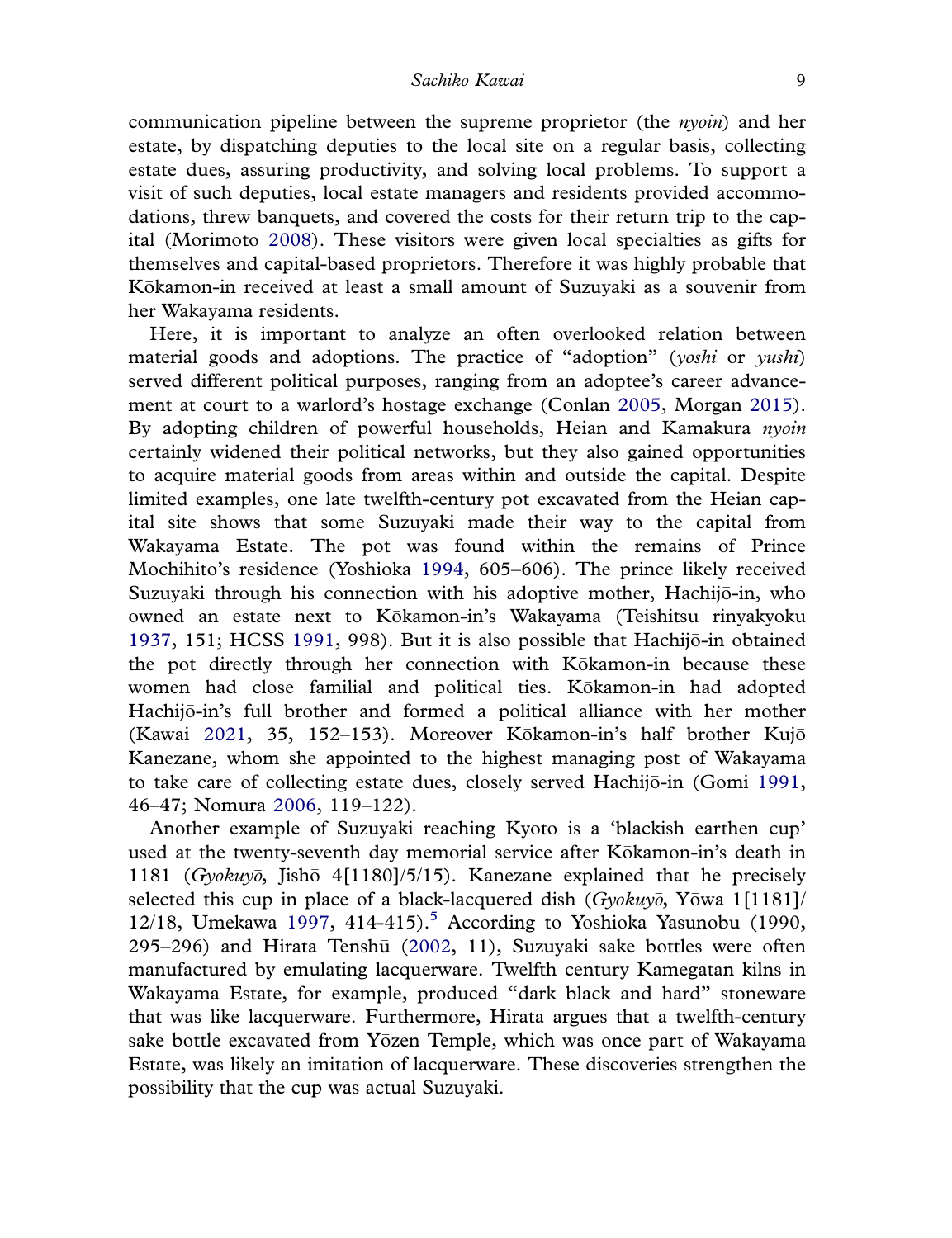communication pipeline between the supreme proprietor (the *nyoin*) and her estate, by dispatching deputies to the local site on a regular basis, collecting estate dues, assuring productivity, and solving local problems. To support a visit of such deputies, local estate managers and residents provided accommodations, threw banquets, and covered the costs for their return trip to the capital (Morimoto 2008). These visitors were given local specialties as gifts for themselves and capital-based proprietors. Therefore it was highly probable that Kōkamon-in received at least a small amount of Suzuyaki as a souvenir from her Wakayama residents.

Here, it is important to analyze an often overlooked relation between material goods and adoptions. The practice of "adoption" (*yōshi* or *yūshi*) served different political purposes, ranging from an adoptee's career advancement at court to a warlord's hostage exchange (Conlan 2005, Morgan 2015). By adopting children of powerful households, Heian and Kamakura *nyoin* certainly widened their political networks, but they also gained opportunities to acquire material goods from areas within and outside the capital. Despite limited examples, one late twelfth-century pot excavated from the Heian capital site shows that some Suzuyaki made their way to the capital from Wakayama Estate. The pot was found within the remains of Prince Mochihito's residence (Yoshioka 1994, 605–606). The prince likely received Suzuyaki through his connection with his adoptive mother, Hachijō-in, who owned an estate next to Kōkamon-in's Wakayama (Teishitsu rinyakyoku 1937, 151; HCSS 1991, 998). But it is also possible that Hachijō-in obtained the pot directly through her connection with Kōkamon-in because these women had close familial and political ties. Kōkamon-in had adopted Hachijō-in's full brother and formed a political alliance with her mother (Kawai 2021, 35, 152–153). Moreover Kōkamon-in's half brother Kujō Kanezane, whom she appointed to the highest managing post of Wakayama to take care of collecting estate dues, closely served Hachijō-in (Gomi 1991, 46–47; Nomura 2006, 119–122).

Another example of Suzuyaki reaching Kyoto is a 'blackish earthen cup' used at the twenty-seventh day memorial service after Kōkamon-in's death in 1181 (*Gyokuyō*, Jishō 4[1180]/5/15). Kanezane explained that he precisely selected this cup in place of a black-lacquered dish (*Gyokuyō*, Yōwa 1[1181]/12/18, Umekawa 1997, 414-415).[5] According to Yoshioka Yasunobu (1990, 295–296) and Hirata Tenshū (2002, 11), Suzuyaki sake bottles were often manufactured by emulating lacquerware. Twelfth century Kamegatan kilns in Wakayama Estate, for example, produced "dark black and hard" stoneware that was like lacquerware. Furthermore, Hirata argues that a twelfth-century sake bottle excavated from Yōzen Temple, which was once part of Wakayama Estate, was likely an imitation of lacquerware. These discoveries strengthen the possibility that the cup was actual Suzuyaki.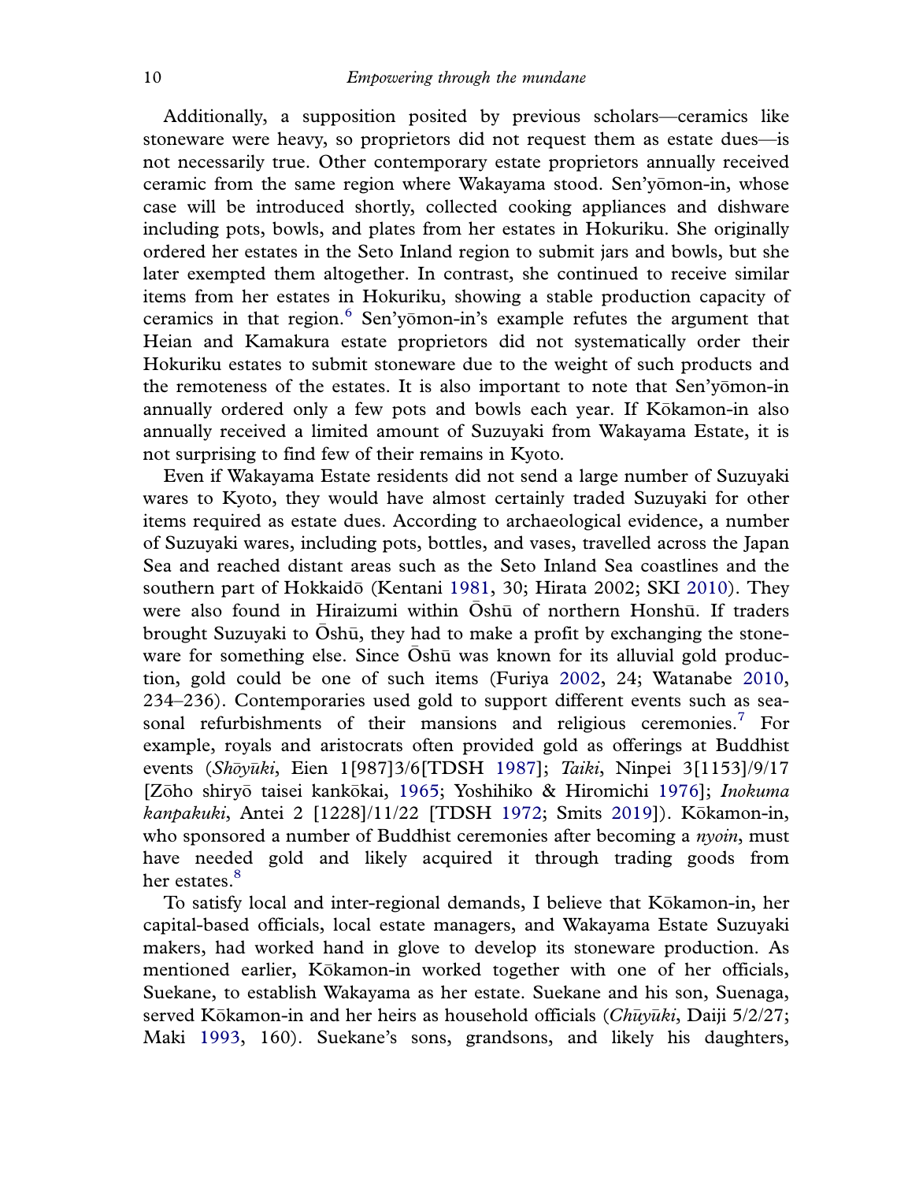Additionally, a supposition posited by previous scholars—ceramics like stoneware were heavy, so proprietors did not request them as estate dues—is not necessarily true. Other contemporary estate proprietors annually received ceramic from the same region where Wakayama stood. Sen'yōmon-in, whose case will be introduced shortly, collected cooking appliances and dishware including pots, bowls, and plates from her estates in Hokuriku. She originally ordered her estates in the Seto Inland region to submit jars and bowls, but she later exempted them altogether. In contrast, she continued to receive similar items from her estates in Hokuriku, showing a stable production capacity of ceramics in that region.[6] Sen'yōmon-in's example refutes the argument that Heian and Kamakura estate proprietors did not systematically order their Hokuriku estates to submit stoneware due to the weight of such products and the remoteness of the estates. It is also important to note that Sen'yōmon-in annually ordered only a few pots and bowls each year. If Kōkamon-in also annually received a limited amount of Suzuyaki from Wakayama Estate, it is not surprising to find few of their remains in Kyoto.

Even if Wakayama Estate residents did not send a large number of Suzuyaki wares to Kyoto, they would have almost certainly traded Suzuyaki for other items required as estate dues. According to archaeological evidence, a number of Suzuyaki wares, including pots, bottles, and vases, travelled across the Japan Sea and reached distant areas such as the Seto Inland Sea coastlines and the southern part of Hokkaidō (Kentani 1981, 30; Hirata 2002; SKI 2010). They were also found in Hiraizumi within Ōshū of northern Honshū. If traders brought Suzuyaki to Ōshū, they had to make a profit by exchanging the stoneware for something else. Since Ōshū was known for its alluvial gold production, gold could be one of such items (Furiya 2002, 24; Watanabe 2010, 234–236). Contemporaries used gold to support different events such as seasonal refurbishments of their mansions and religious ceremonies.[7] For example, royals and aristocrats often provided gold as offerings at Buddhist events (*Shōyūki*, Eien 1[987]3/6[TDSH 1987]; *Taiki*, Ninpei 3[1153]/9/17 [Zōho shiryō taisei kankōkai, 1965; Yoshihiko & Hiromichi 1976]; *Inokuma kanpakuki*, Antei 2 [1228]/11/22 [TDSH 1972; Smits 2019]). Kōkamon-in, who sponsored a number of Buddhist ceremonies after becoming a *nyoin*, must have needed gold and likely acquired it through trading goods from her estates.[8]

To satisfy local and inter-regional demands, I believe that Kōkamon-in, her capital-based officials, local estate managers, and Wakayama Estate Suzuyaki makers, had worked hand in glove to develop its stoneware production. As mentioned earlier, Kōkamon-in worked together with one of her officials, Suekane, to establish Wakayama as her estate. Suekane and his son, Suenaga, served Kōkamon-in and her heirs as household officials (*Chūyūki*, Daiji 5/2/27; Maki 1993, 160). Suekane's sons, grandsons, and likely his daughters,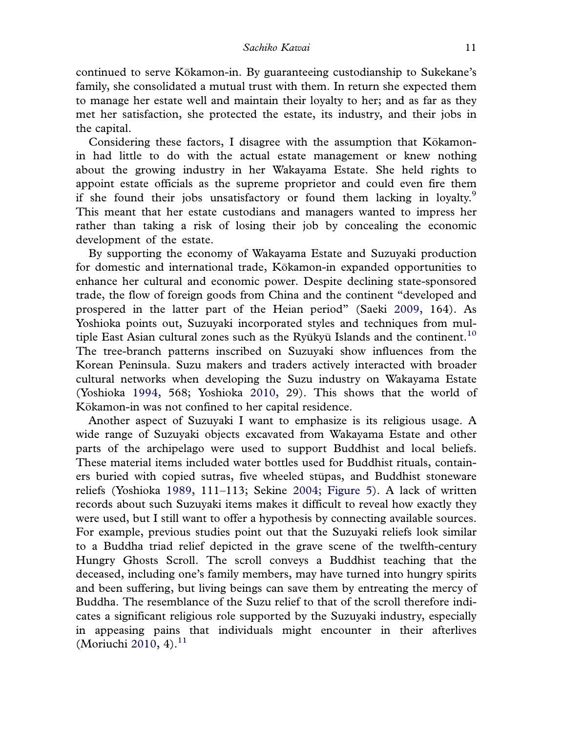continued to serve Kōkamon-in. By guaranteeing custodianship to Sukekane's family, she consolidated a mutual trust with them. In return she expected them to manage her estate well and maintain their loyalty to her; and as far as they met her satisfaction, she protected the estate, its industry, and their jobs in the capital.

Considering these factors, I disagree with the assumption that Kōkamon-in had little to do with the actual estate management or knew nothing about the growing industry in her Wakayama Estate. She held rights to appoint estate officials as the supreme proprietor and could even fire them if she found their jobs unsatisfactory or found them lacking in loyalty.[9] This meant that her estate custodians and managers wanted to impress her rather than taking a risk of losing their job by concealing the economic development of the estate.

By supporting the economy of Wakayama Estate and Suzuyaki production for domestic and international trade, Kōkamon-in expanded opportunities to enhance her cultural and economic power. Despite declining state-sponsored trade, the flow of foreign goods from China and the continent "developed and prospered in the latter part of the Heian period" (Saeki 2009, 164). As Yoshioka points out, Suzuyaki incorporated styles and techniques from multiple East Asian cultural zones such as the Ryūkyū Islands and the continent.[10] The tree-branch patterns inscribed on Suzuyaki show influences from the Korean Peninsula. Suzu makers and traders actively interacted with broader cultural networks when developing the Suzu industry on Wakayama Estate (Yoshioka 1994, 568; Yoshioka 2010, 29). This shows that the world of Kōkamon-in was not confined to her capital residence.

Another aspect of Suzuyaki I want to emphasize is its religious usage. A wide range of Suzuyaki objects excavated from Wakayama Estate and other parts of the archipelago were used to support Buddhist and local beliefs. These material items included water bottles used for Buddhist rituals, containers buried with copied sutras, five wheeled stūpas, and Buddhist stoneware reliefs (Yoshioka 1989, 111–113; Sekine 2004; Figure 5). A lack of written records about such Suzuyaki items makes it difficult to reveal how exactly they were used, but I still want to offer a hypothesis by connecting available sources. For example, previous studies point out that the Suzuyaki reliefs look similar to a Buddha triad relief depicted in the grave scene of the twelfth-century Hungry Ghosts Scroll. The scroll conveys a Buddhist teaching that the deceased, including one's family members, may have turned into hungry spirits and been suffering, but living beings can save them by entreating the mercy of Buddha. The resemblance of the Suzu relief to that of the scroll therefore indicates a significant religious role supported by the Suzuyaki industry, especially in appeasing pains that individuals might encounter in their afterlives (Moriuchi 2010, 4).[11]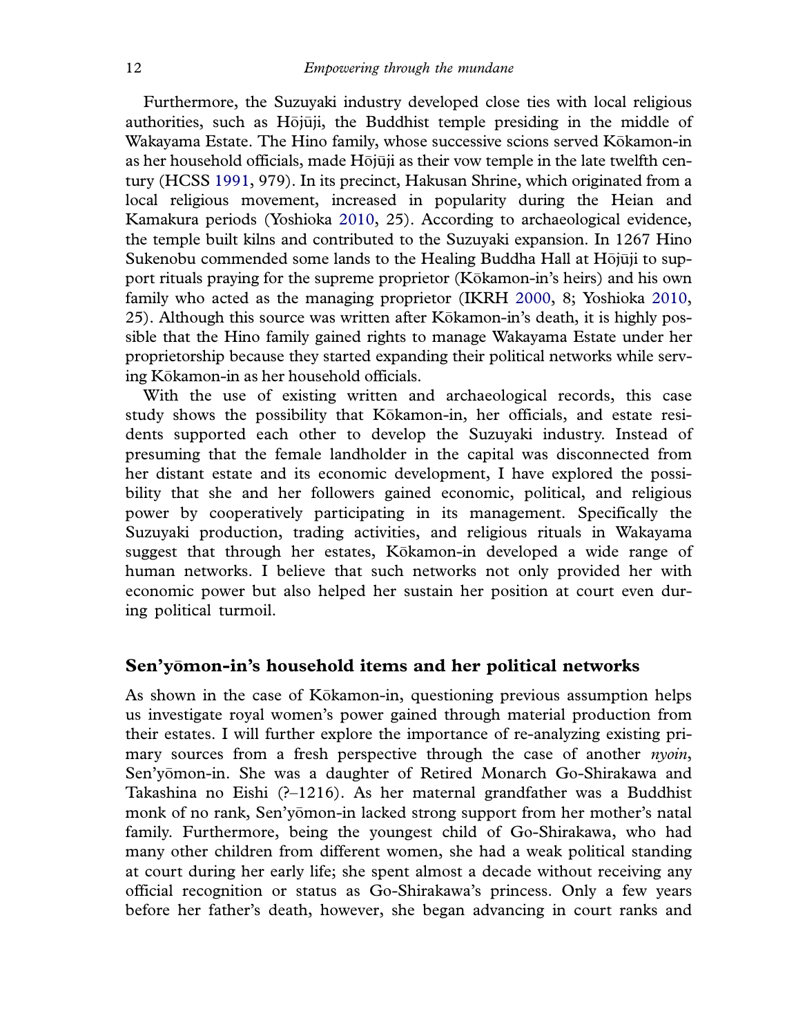Furthermore, the Suzuyaki industry developed close ties with local religious authorities, such as Hōjūji, the Buddhist temple presiding in the middle of Wakayama Estate. The Hino family, whose successive scions served Kōkamon-in as her household officials, made Hōjūji as their vow temple in the late twelfth century (HCSS 1991, 979). In its precinct, Hakusan Shrine, which originated from a local religious movement, increased in popularity during the Heian and Kamakura periods (Yoshioka 2010, 25). According to archaeological evidence, the temple built kilns and contributed to the Suzuyaki expansion. In 1267 Hino Sukenobu commended some lands to the Healing Buddha Hall at Hōjūji to support rituals praying for the supreme proprietor (Kōkamon-in's heirs) and his own family who acted as the managing proprietor (IKRH 2000, 8; Yoshioka 2010, 25). Although this source was written after Kōkamon-in's death, it is highly possible that the Hino family gained rights to manage Wakayama Estate under her proprietorship because they started expanding their political networks while serving Kōkamon-in as her household officials.

With the use of existing written and archaeological records, this case study shows the possibility that Kōkamon-in, her officials, and estate residents supported each other to develop the Suzuyaki industry. Instead of presuming that the female landholder in the capital was disconnected from her distant estate and its economic development, I have explored the possibility that she and her followers gained economic, political, and religious power by cooperatively participating in its management. Specifically the Suzuyaki production, trading activities, and religious rituals in Wakayama suggest that through her estates, Kōkamon-in developed a wide range of human networks. I believe that such networks not only provided her with economic power but also helped her sustain her position at court even during political turmoil.

## Sen'yōmon-in's household items and her political networks

As shown in the case of Kōkamon-in, questioning previous assumption helps us investigate royal women's power gained through material production from their estates. I will further explore the importance of re-analyzing existing primary sources from a fresh perspective through the case of another *nyoin*, Sen'yōmon-in. She was a daughter of Retired Monarch Go-Shirakawa and Takashina no Eishi (?–1216). As her maternal grandfather was a Buddhist monk of no rank, Sen'yōmon-in lacked strong support from her mother's natal family. Furthermore, being the youngest child of Go-Shirakawa, who had many other children from different women, she had a weak political standing at court during her early life; she spent almost a decade without receiving any official recognition or status as Go-Shirakawa's princess. Only a few years before her father's death, however, she began advancing in court ranks and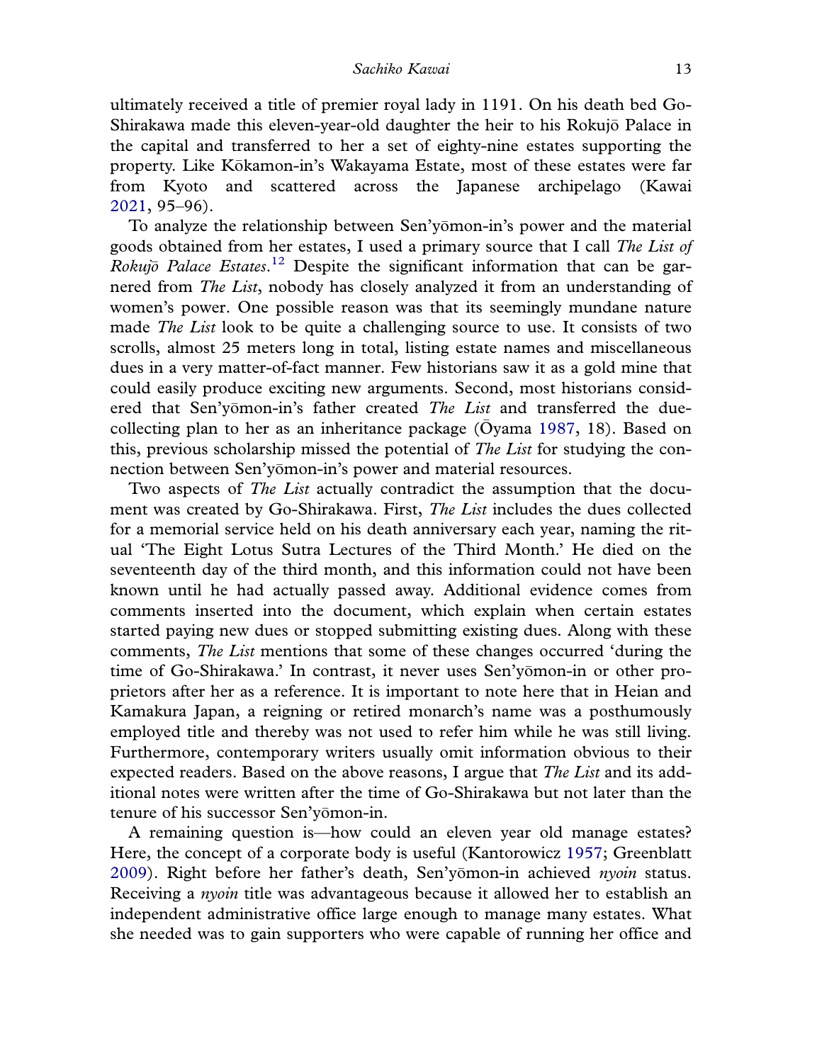ultimately received a title of premier royal lady in 1191. On his death bed Go-Shirakawa made this eleven-year-old daughter the heir to his Rokujō Palace in the capital and transferred to her a set of eighty-nine estates supporting the property. Like Kōkamon-in's Wakayama Estate, most of these estates were far from Kyoto and scattered across the Japanese archipelago (Kawai 2021, 95–96).

To analyze the relationship between Sen'yōmon-in's power and the material goods obtained from her estates, I used a primary source that I call *The List of Rokujō Palace Estates*.[12] Despite the significant information that can be garnered from *The List*, nobody has closely analyzed it from an understanding of women's power. One possible reason was that its seemingly mundane nature made *The List* look to be quite a challenging source to use. It consists of two scrolls, almost 25 meters long in total, listing estate names and miscellaneous dues in a very matter-of-fact manner. Few historians saw it as a gold mine that could easily produce exciting new arguments. Second, most historians considered that Sen'yōmon-in's father created *The List* and transferred the due-collecting plan to her as an inheritance package (Ōyama 1987, 18). Based on this, previous scholarship missed the potential of *The List* for studying the connection between Sen'yōmon-in's power and material resources.

Two aspects of *The List* actually contradict the assumption that the document was created by Go-Shirakawa. First, *The List* includes the dues collected for a memorial service held on his death anniversary each year, naming the ritual 'The Eight Lotus Sutra Lectures of the Third Month.' He died on the seventeenth day of the third month, and this information could not have been known until he had actually passed away. Additional evidence comes from comments inserted into the document, which explain when certain estates started paying new dues or stopped submitting existing dues. Along with these comments, *The List* mentions that some of these changes occurred 'during the time of Go-Shirakawa.' In contrast, it never uses Sen'yōmon-in or other proprietors after her as a reference. It is important to note here that in Heian and Kamakura Japan, a reigning or retired monarch's name was a posthumously employed title and thereby was not used to refer him while he was still living. Furthermore, contemporary writers usually omit information obvious to their expected readers. Based on the above reasons, I argue that *The List* and its additional notes were written after the time of Go-Shirakawa but not later than the tenure of his successor Sen'yōmon-in.

A remaining question is—how could an eleven year old manage estates? Here, the concept of a corporate body is useful (Kantorowicz 1957; Greenblatt 2009). Right before her father's death, Sen'yōmon-in achieved *nyoin* status. Receiving a *nyoin* title was advantageous because it allowed her to establish an independent administrative office large enough to manage many estates. What she needed was to gain supporters who were capable of running her office and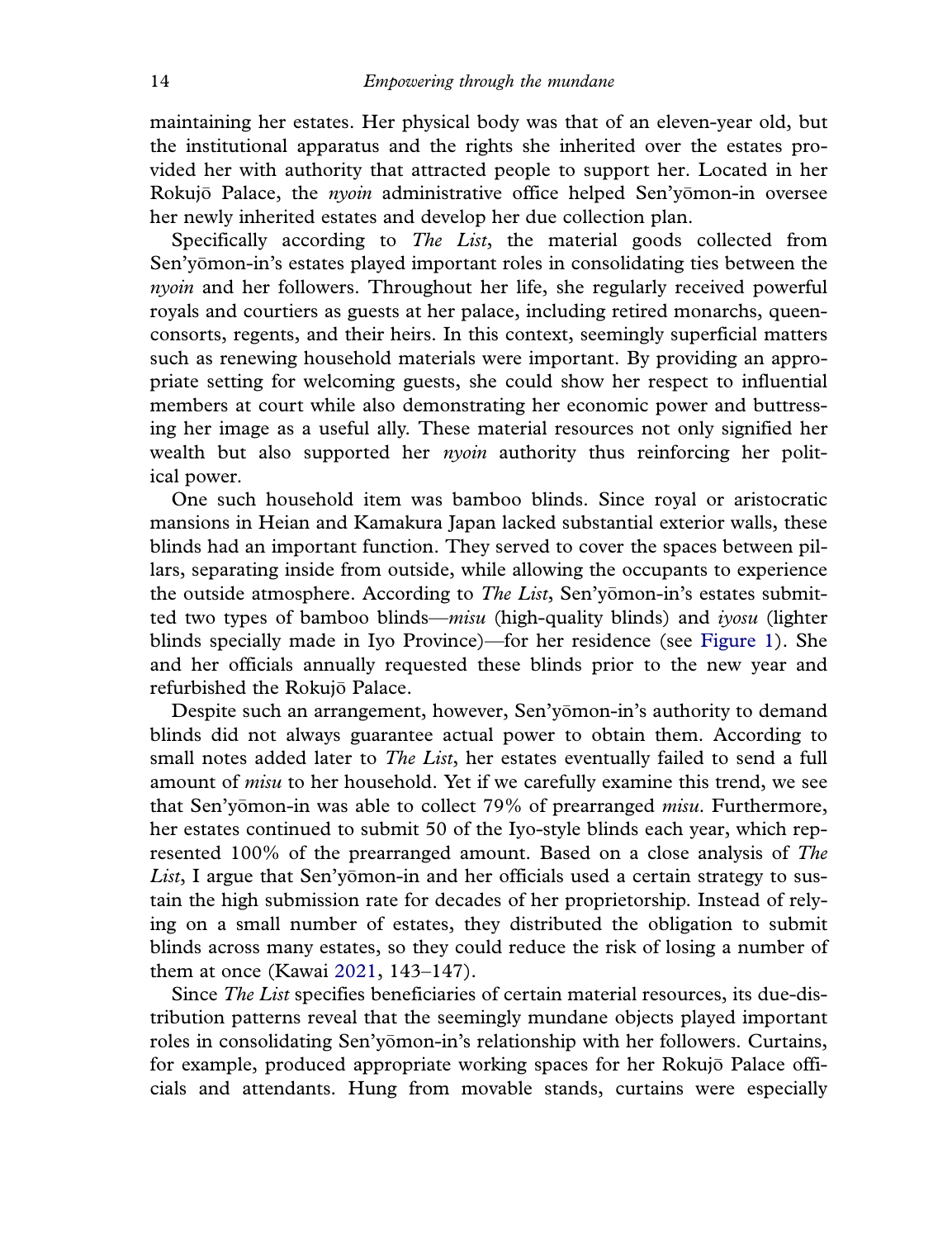maintaining her estates. Her physical body was that of an eleven-year old, but the institutional apparatus and the rights she inherited over the estates provided her with authority that attracted people to support her. Located in her Rokujō Palace, the *nyoin* administrative office helped Sen'yōmon-in oversee her newly inherited estates and develop her due collection plan.

Specifically according to *The List*, the material goods collected from Sen'yōmon-in's estates played important roles in consolidating ties between the *nyoin* and her followers. Throughout her life, she regularly received powerful royals and courtiers as guests at her palace, including retired monarchs, queen-consorts, regents, and their heirs. In this context, seemingly superficial matters such as renewing household materials were important. By providing an appropriate setting for welcoming guests, she could show her respect to influential members at court while also demonstrating her economic power and buttressing her image as a useful ally. These material resources not only signified her wealth but also supported her *nyoin* authority thus reinforcing her political power.

One such household item was bamboo blinds. Since royal or aristocratic mansions in Heian and Kamakura Japan lacked substantial exterior walls, these blinds had an important function. They served to cover the spaces between pillars, separating inside from outside, while allowing the occupants to experience the outside atmosphere. According to *The List*, Sen'yōmon-in's estates submitted two types of bamboo blinds—*misu* (high-quality blinds) and *iyosu* (lighter blinds specially made in Iyo Province)—for her residence (see Figure 1). She and her officials annually requested these blinds prior to the new year and refurbished the Rokujō Palace.

Despite such an arrangement, however, Sen'yōmon-in's authority to demand blinds did not always guarantee actual power to obtain them. According to small notes added later to *The List*, her estates eventually failed to send a full amount of *misu* to her household. Yet if we carefully examine this trend, we see that Sen'yōmon-in was able to collect 79% of prearranged *misu*. Furthermore, her estates continued to submit 50 of the Iyo-style blinds each year, which represented 100% of the prearranged amount. Based on a close analysis of *The List*, I argue that Sen'yōmon-in and her officials used a certain strategy to sustain the high submission rate for decades of her proprietorship. Instead of relying on a small number of estates, they distributed the obligation to submit blinds across many estates, so they could reduce the risk of losing a number of them at once (Kawai 2021, 143–147).

Since *The List* specifies beneficiaries of certain material resources, its due-distribution patterns reveal that the seemingly mundane objects played important roles in consolidating Sen'yōmon-in's relationship with her followers. Curtains, for example, produced appropriate working spaces for her Rokujō Palace officials and attendants. Hung from movable stands, curtains were especially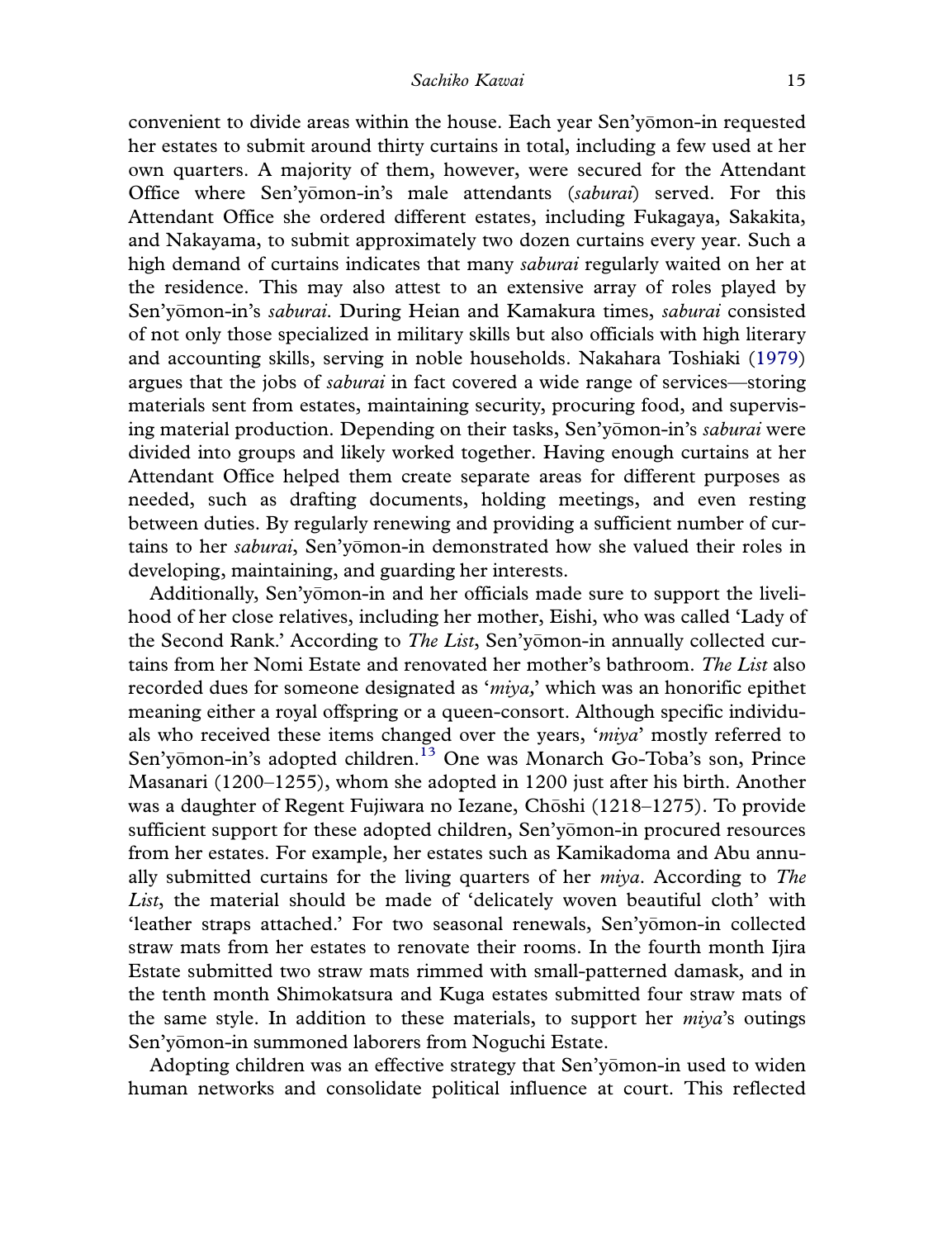convenient to divide areas within the house. Each year Sen'yōmon-in requested her estates to submit around thirty curtains in total, including a few used at her own quarters. A majority of them, however, were secured for the Attendant Office where Sen'yōmon-in's male attendants (*saburai*) served. For this Attendant Office she ordered different estates, including Fukagaya, Sakakita, and Nakayama, to submit approximately two dozen curtains every year. Such a high demand of curtains indicates that many *saburai* regularly waited on her at the residence. This may also attest to an extensive array of roles played by Sen'yōmon-in's *saburai*. During Heian and Kamakura times, *saburai* consisted of not only those specialized in military skills but also officials with high literary and accounting skills, serving in noble households. Nakahara Toshiaki (1979) argues that the jobs of *saburai* in fact covered a wide range of services—storing materials sent from estates, maintaining security, procuring food, and supervising material production. Depending on their tasks, Sen'yōmon-in's *saburai* were divided into groups and likely worked together. Having enough curtains at her Attendant Office helped them create separate areas for different purposes as needed, such as drafting documents, holding meetings, and even resting between duties. By regularly renewing and providing a sufficient number of curtains to her *saburai*, Sen'yōmon-in demonstrated how she valued their roles in developing, maintaining, and guarding her interests.

Additionally, Sen'yōmon-in and her officials made sure to support the livelihood of her close relatives, including her mother, Eishi, who was called 'Lady of the Second Rank.' According to *The List*, Sen'yōmon-in annually collected curtains from her Nomi Estate and renovated her mother's bathroom. *The List* also recorded dues for someone designated as '*miya*,' which was an honorific epithet meaning either a royal offspring or a queen-consort. Although specific individuals who received these items changed over the years, '*miya*' mostly referred to Sen'yōmon-in's adopted children.[13] One was Monarch Go-Toba's son, Prince Masanari (1200–1255), whom she adopted in 1200 just after his birth. Another was a daughter of Regent Fujiwara no Iezane, Chōshi (1218–1275). To provide sufficient support for these adopted children, Sen'yōmon-in procured resources from her estates. For example, her estates such as Kamikadoma and Abu annually submitted curtains for the living quarters of her *miya*. According to *The List*, the material should be made of 'delicately woven beautiful cloth' with 'leather straps attached.' For two seasonal renewals, Sen'yōmon-in collected straw mats from her estates to renovate their rooms. In the fourth month Ijira Estate submitted two straw mats rimmed with small-patterned damask, and in the tenth month Shimokatsura and Kuga estates submitted four straw mats of the same style. In addition to these materials, to support her *miya*'s outings Sen'yōmon-in summoned laborers from Noguchi Estate.

Adopting children was an effective strategy that Sen'yōmon-in used to widen human networks and consolidate political influence at court. This reflected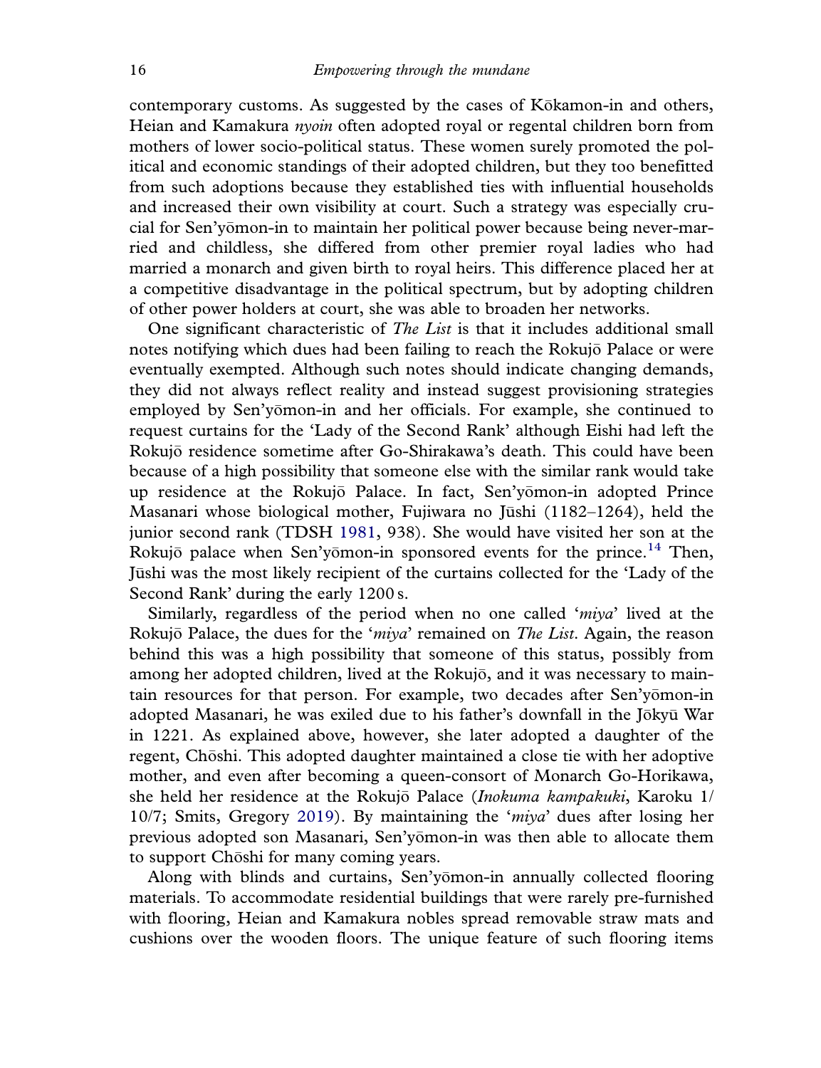contemporary customs. As suggested by the cases of Kōkamon-in and others, Heian and Kamakura *nyoin* often adopted royal or regental children born from mothers of lower socio-political status. These women surely promoted the political and economic standings of their adopted children, but they too benefitted from such adoptions because they established ties with influential households and increased their own visibility at court. Such a strategy was especially crucial for Sen'yōmon-in to maintain her political power because being never-married and childless, she differed from other premier royal ladies who had married a monarch and given birth to royal heirs. This difference placed her at a competitive disadvantage in the political spectrum, but by adopting children of other power holders at court, she was able to broaden her networks.

One significant characteristic of *The List* is that it includes additional small notes notifying which dues had been failing to reach the Rokujō Palace or were eventually exempted. Although such notes should indicate changing demands, they did not always reflect reality and instead suggest provisioning strategies employed by Sen'yōmon-in and her officials. For example, she continued to request curtains for the 'Lady of the Second Rank' although Eishi had left the Rokujō residence sometime after Go-Shirakawa's death. This could have been because of a high possibility that someone else with the similar rank would take up residence at the Rokujō Palace. In fact, Sen'yōmon-in adopted Prince Masanari whose biological mother, Fujiwara no Jūshi (1182–1264), held the junior second rank (TDSH 1981, 938). She would have visited her son at the Rokujō palace when Sen'yōmon-in sponsored events for the prince.[14] Then, Jūshi was the most likely recipient of the curtains collected for the 'Lady of the Second Rank' during the early 1200 s.

Similarly, regardless of the period when no one called '*miya*' lived at the Rokujō Palace, the dues for the '*miya*' remained on *The List*. Again, the reason behind this was a high possibility that someone of this status, possibly from among her adopted children, lived at the Rokujō, and it was necessary to maintain resources for that person. For example, two decades after Sen'yōmon-in adopted Masanari, he was exiled due to his father's downfall in the Jōkyū War in 1221. As explained above, however, she later adopted a daughter of the regent, Chōshi. This adopted daughter maintained a close tie with her adoptive mother, and even after becoming a queen-consort of Monarch Go-Horikawa, she held her residence at the Rokujō Palace (*Inokuma kampakuki*, Karoku 1/10/7; Smits, Gregory 2019). By maintaining the '*miya*' dues after losing her previous adopted son Masanari, Sen'yōmon-in was then able to allocate them to support Chōshi for many coming years.

Along with blinds and curtains, Sen'yōmon-in annually collected flooring materials. To accommodate residential buildings that were rarely pre-furnished with flooring, Heian and Kamakura nobles spread removable straw mats and cushions over the wooden floors. The unique feature of such flooring items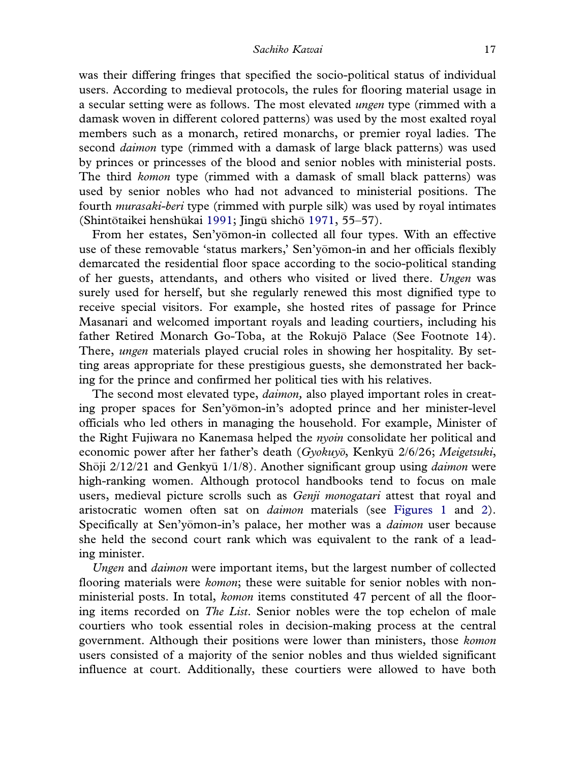was their differing fringes that specified the socio-political status of individual users. According to medieval protocols, the rules for flooring material usage in a secular setting were as follows. The most elevated *ungen* type (rimmed with a damask woven in different colored patterns) was used by the most exalted royal members such as a monarch, retired monarchs, or premier royal ladies. The second *daimon* type (rimmed with a damask of large black patterns) was used by princes or princesses of the blood and senior nobles with ministerial posts. The third *komon* type (rimmed with a damask of small black patterns) was used by senior nobles who had not advanced to ministerial positions. The fourth *murasaki-beri* type (rimmed with purple silk) was used by royal intimates (Shintōtaikei henshūkai 1991; Jingū shichō 1971, 55–57).

From her estates, Sen'yōmon-in collected all four types. With an effective use of these removable 'status markers,' Sen'yōmon-in and her officials flexibly demarcated the residential floor space according to the socio-political standing of her guests, attendants, and others who visited or lived there. *Ungen* was surely used for herself, but she regularly renewed this most dignified type to receive special visitors. For example, she hosted rites of passage for Prince Masanari and welcomed important royals and leading courtiers, including his father Retired Monarch Go-Toba, at the Rokujō Palace (See Footnote 14). There, *ungen* materials played crucial roles in showing her hospitality. By setting areas appropriate for these prestigious guests, she demonstrated her backing for the prince and confirmed her political ties with his relatives.

The second most elevated type, *daimon,* also played important roles in creating proper spaces for Sen'yōmon-in's adopted prince and her minister-level officials who led others in managing the household. For example, Minister of the Right Fujiwara no Kanemasa helped the *nyoin* consolidate her political and economic power after her father's death (*Gyokuyō*, Kenkyū 2/6/26; *Meigetsuki*, Shōji 2/12/21 and Genkyū 1/1/8). Another significant group using *daimon* were high-ranking women. Although protocol handbooks tend to focus on male users, medieval picture scrolls such as *Genji monogatari* attest that royal and aristocratic women often sat on *daimon* materials (see Figures 1 and 2). Specifically at Sen'yōmon-in's palace, her mother was a *daimon* user because she held the second court rank which was equivalent to the rank of a leading minister.

*Ungen* and *daimon* were important items, but the largest number of collected flooring materials were *komon*; these were suitable for senior nobles with non-ministerial posts. In total, *komon* items constituted 47 percent of all the flooring items recorded on *The List*. Senior nobles were the top echelon of male courtiers who took essential roles in decision-making process at the central government. Although their positions were lower than ministers, those *komon* users consisted of a majority of the senior nobles and thus wielded significant influence at court. Additionally, these courtiers were allowed to have both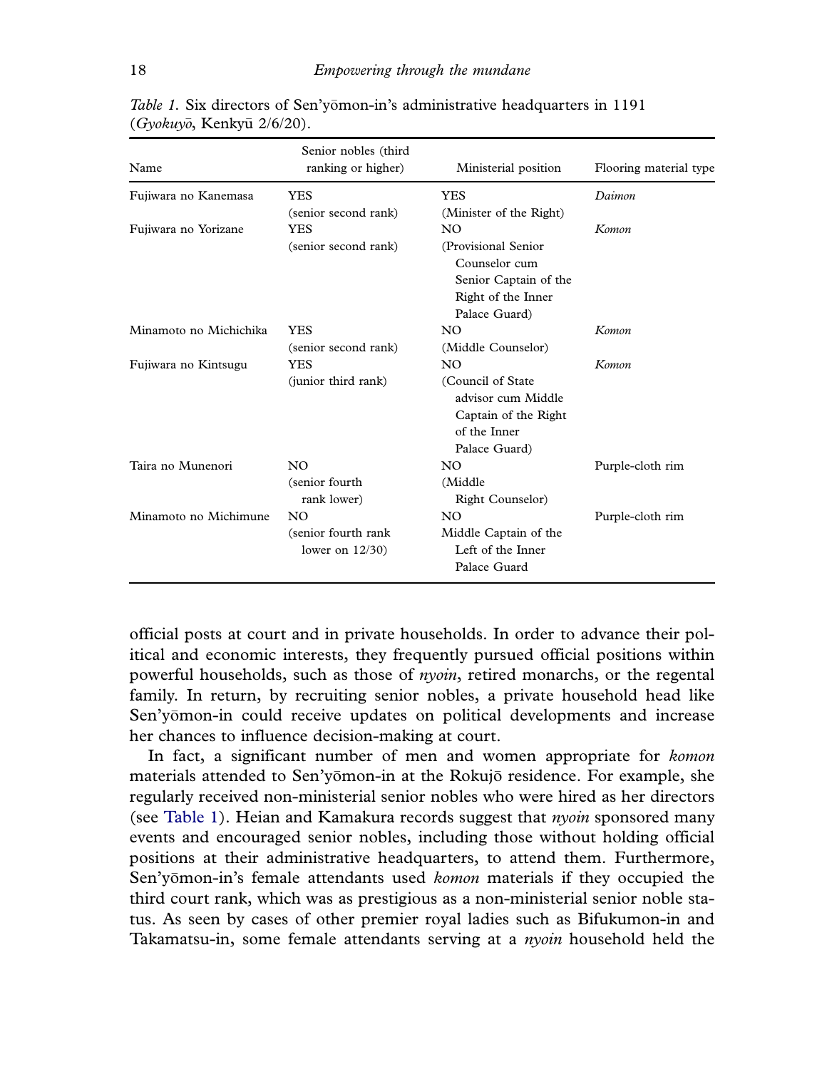*Table 1.* Six directors of Sen'yōmon-in's administrative headquarters in 1191 (*Gyokuyō*, Kenkyū 2/6/20).

| Name | Senior nobles (third ranking or higher) | Ministerial position | Flooring material type |
|---|---|---|---|
| Fujiwara no Kanemasa | YES (senior second rank) | YES (Minister of the Right) | *Daimon* |
| Fujiwara no Yorizane | YES (senior second rank) | NO (Provisional Senior Counselor cum Senior Captain of the Right of the Inner Palace Guard) | *Komon* |
| Minamoto no Michichika | YES (senior second rank) | NO (Middle Counselor) | *Komon* |
| Fujiwara no Kintsugu | YES (junior third rank) | NO (Council of State advisor cum Middle Captain of the Right of the Inner Palace Guard) | *Komon* |
| Taira no Munenori | NO (senior fourth rank lower) | NO (Middle Right Counselor) | Purple-cloth rim |
| Minamoto no Michimune | NO (senior fourth rank lower on 12/30) | NO Middle Captain of the Left of the Inner Palace Guard | Purple-cloth rim |

official posts at court and in private households. In order to advance their political and economic interests, they frequently pursued official positions within powerful households, such as those of *nyoin*, retired monarchs, or the regental family. In return, by recruiting senior nobles, a private household head like Sen'yōmon-in could receive updates on political developments and increase her chances to influence decision-making at court.

In fact, a significant number of men and women appropriate for *komon* materials attended to Sen'yōmon-in at the Rokujō residence. For example, she regularly received non-ministerial senior nobles who were hired as her directors (see Table 1). Heian and Kamakura records suggest that *nyoin* sponsored many events and encouraged senior nobles, including those without holding official positions at their administrative headquarters, to attend them. Furthermore, Sen'yōmon-in's female attendants used *komon* materials if they occupied the third court rank, which was as prestigious as a non-ministerial senior noble status. As seen by cases of other premier royal ladies such as Bifukumon-in and Takamatsu-in, some female attendants serving at a *nyoin* household held the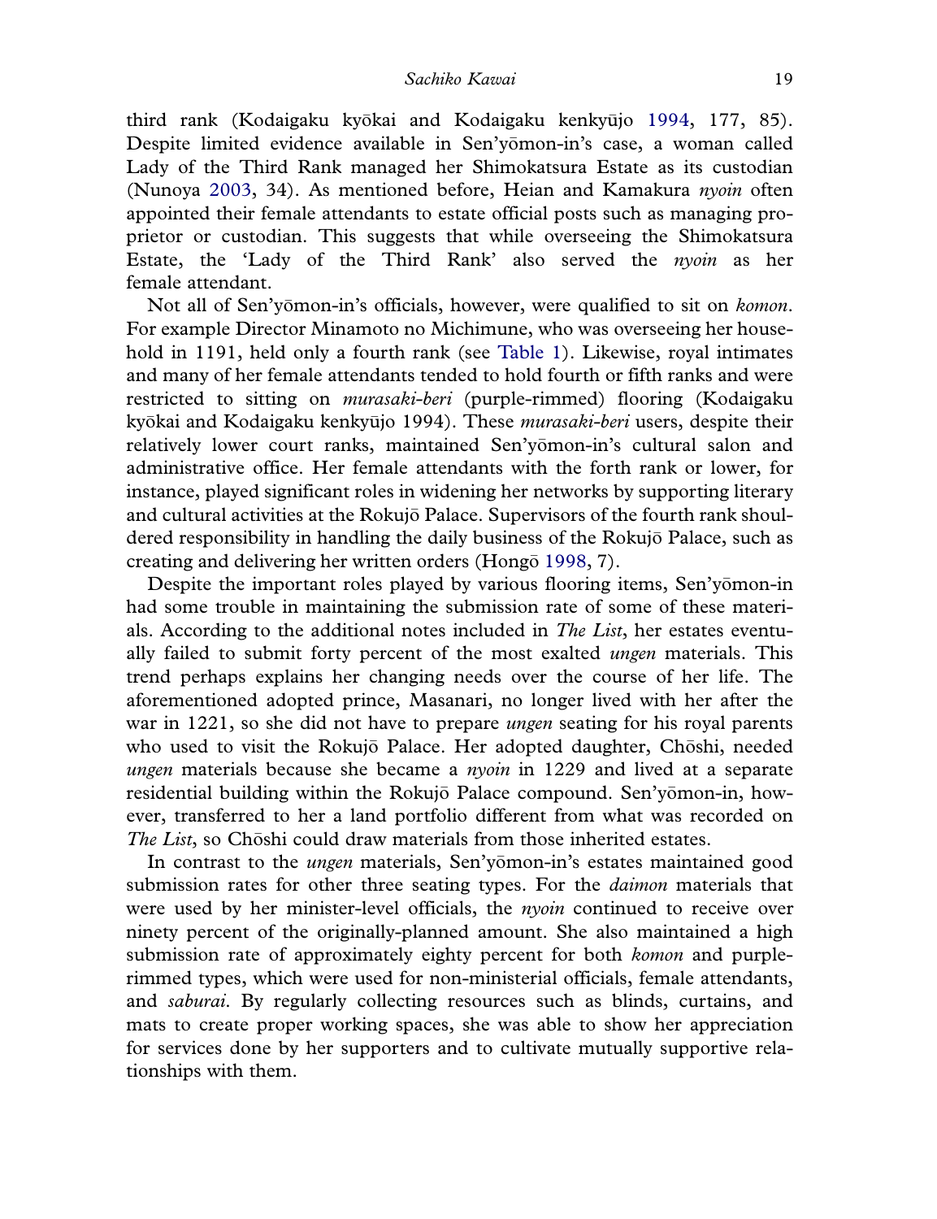third rank (Kodaigaku kyōkai and Kodaigaku kenkyūjo 1994, 177, 85). Despite limited evidence available in Sen'yōmon-in's case, a woman called Lady of the Third Rank managed her Shimokatsura Estate as its custodian (Nunoya 2003, 34). As mentioned before, Heian and Kamakura *nyoin* often appointed their female attendants to estate official posts such as managing proprietor or custodian. This suggests that while overseeing the Shimokatsura Estate, the 'Lady of the Third Rank' also served the *nyoin* as her female attendant.

Not all of Sen'yōmon-in's officials, however, were qualified to sit on *komon*. For example Director Minamoto no Michimune, who was overseeing her household in 1191, held only a fourth rank (see Table 1). Likewise, royal intimates and many of her female attendants tended to hold fourth or fifth ranks and were restricted to sitting on *murasaki-beri* (purple-rimmed) flooring (Kodaigaku kyōkai and Kodaigaku kenkyūjo 1994). These *murasaki-beri* users, despite their relatively lower court ranks, maintained Sen'yōmon-in's cultural salon and administrative office. Her female attendants with the forth rank or lower, for instance, played significant roles in widening her networks by supporting literary and cultural activities at the Rokujō Palace. Supervisors of the fourth rank shouldered responsibility in handling the daily business of the Rokujō Palace, such as creating and delivering her written orders (Hongō 1998, 7).

Despite the important roles played by various flooring items, Sen'yōmon-in had some trouble in maintaining the submission rate of some of these materials. According to the additional notes included in *The List*, her estates eventually failed to submit forty percent of the most exalted *ungen* materials. This trend perhaps explains her changing needs over the course of her life. The aforementioned adopted prince, Masanari, no longer lived with her after the war in 1221, so she did not have to prepare *ungen* seating for his royal parents who used to visit the Rokujō Palace. Her adopted daughter, Chōshi, needed *ungen* materials because she became a *nyoin* in 1229 and lived at a separate residential building within the Rokujō Palace compound. Sen'yōmon-in, however, transferred to her a land portfolio different from what was recorded on *The List*, so Chōshi could draw materials from those inherited estates.

In contrast to the *ungen* materials, Sen'yōmon-in's estates maintained good submission rates for other three seating types. For the *daimon* materials that were used by her minister-level officials, the *nyoin* continued to receive over ninety percent of the originally-planned amount. She also maintained a high submission rate of approximately eighty percent for both *komon* and purple-rimmed types, which were used for non-ministerial officials, female attendants, and *saburai*. By regularly collecting resources such as blinds, curtains, and mats to create proper working spaces, she was able to show her appreciation for services done by her supporters and to cultivate mutually supportive relationships with them.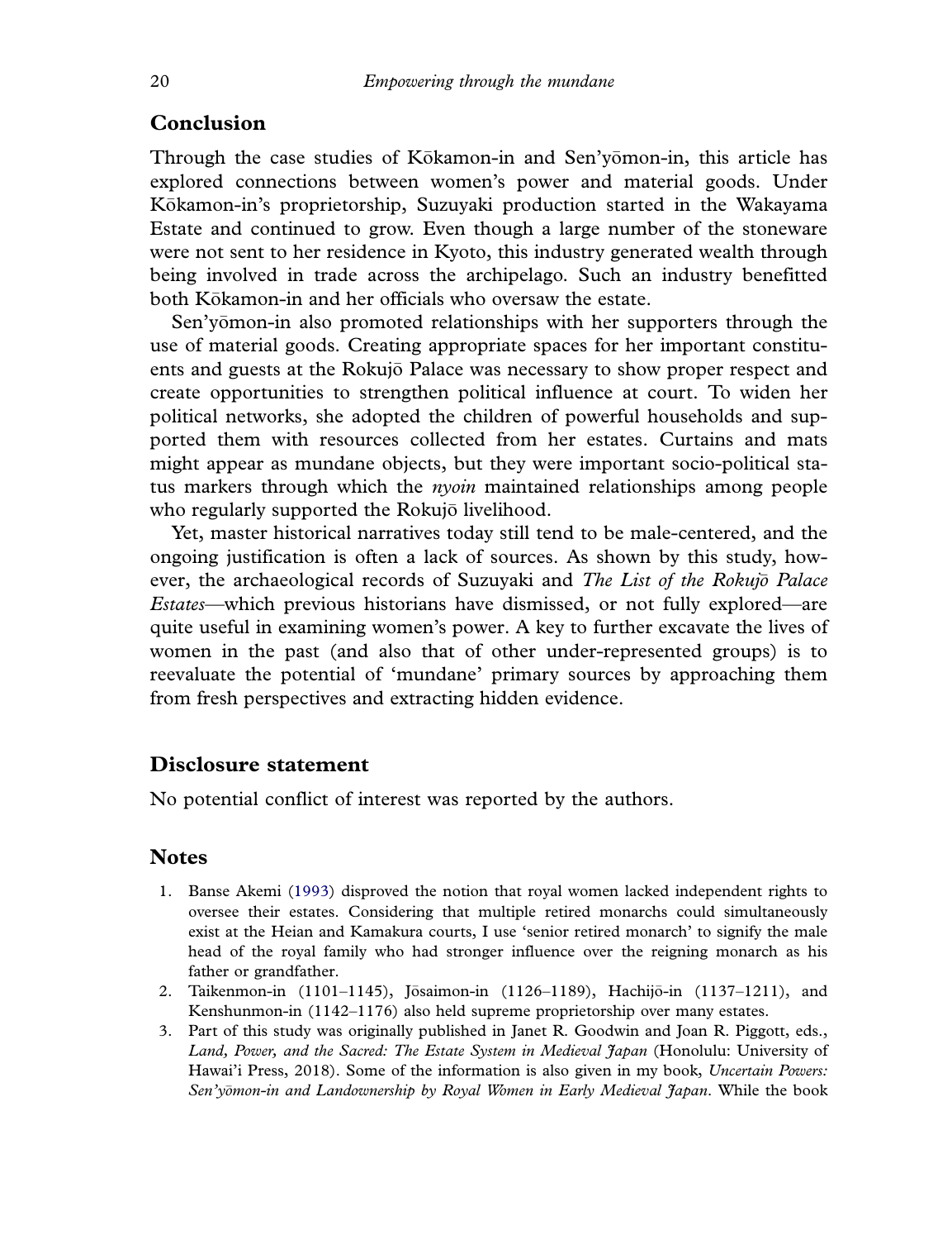## Conclusion

Through the case studies of Kōkamon-in and Sen'yōmon-in, this article has explored connections between women's power and material goods. Under Kōkamon-in's proprietorship, Suzuyaki production started in the Wakayama Estate and continued to grow. Even though a large number of the stoneware were not sent to her residence in Kyoto, this industry generated wealth through being involved in trade across the archipelago. Such an industry benefitted both Kōkamon-in and her officials who oversaw the estate.

Sen'yōmon-in also promoted relationships with her supporters through the use of material goods. Creating appropriate spaces for her important constituents and guests at the Rokujō Palace was necessary to show proper respect and create opportunities to strengthen political influence at court. To widen her political networks, she adopted the children of powerful households and supported them with resources collected from her estates. Curtains and mats might appear as mundane objects, but they were important socio-political status markers through which the *nyoin* maintained relationships among people who regularly supported the Rokujō livelihood.

Yet, master historical narratives today still tend to be male-centered, and the ongoing justification is often a lack of sources. As shown by this study, however, the archaeological records of Suzuyaki and *The List of the Rokujō Palace Estates*—which previous historians have dismissed, or not fully explored—are quite useful in examining women's power. A key to further excavate the lives of women in the past (and also that of other under-represented groups) is to reevaluate the potential of 'mundane' primary sources by approaching them from fresh perspectives and extracting hidden evidence.

## Disclosure statement

No potential conflict of interest was reported by the authors.

## Notes

1. Banse Akemi (1993) disproved the notion that royal women lacked independent rights to oversee their estates. Considering that multiple retired monarchs could simultaneously exist at the Heian and Kamakura courts, I use 'senior retired monarch' to signify the male head of the royal family who had stronger influence over the reigning monarch as his father or grandfather.
2. Taikenmon-in (1101–1145), Jōsaimon-in (1126–1189), Hachijō-in (1137–1211), and Kenshunmon-in (1142–1176) also held supreme proprietorship over many estates.
3. Part of this study was originally published in Janet R. Goodwin and Joan R. Piggott, eds., *Land, Power, and the Sacred: The Estate System in Medieval Japan* (Honolulu: University of Hawai'i Press, 2018). Some of the information is also given in my book, *Uncertain Powers: Sen'yōmon-in and Landownership by Royal Women in Early Medieval Japan*. While the book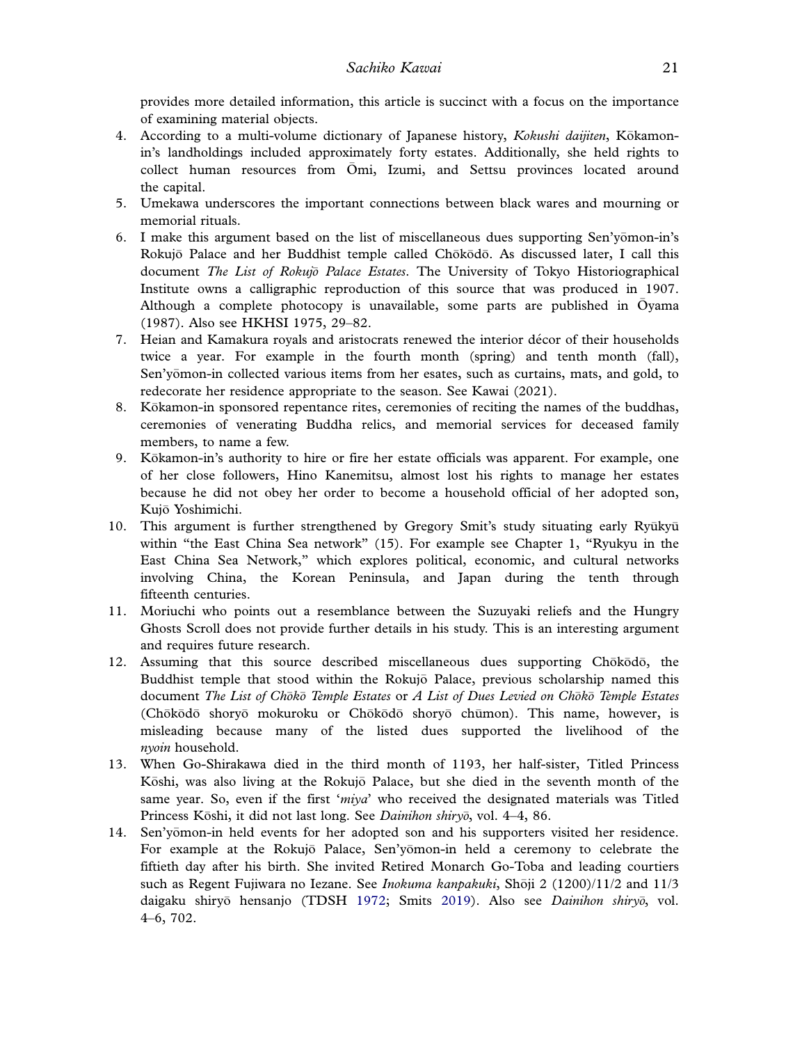provides more detailed information, this article is succinct with a focus on the importance of examining material objects.

4. According to a multi-volume dictionary of Japanese history, *Kokushi daijiten*, Kōkamon-in's landholdings included approximately forty estates. Additionally, she held rights to collect human resources from Ōmi, Izumi, and Settsu provinces located around the capital.
5. Umekawa underscores the important connections between black wares and mourning or memorial rituals.
6. I make this argument based on the list of miscellaneous dues supporting Sen'yōmon-in's Rokujō Palace and her Buddhist temple called Chōkōdō. As discussed later, I call this document *The List of Rokujō Palace Estates*. The University of Tokyo Historiographical Institute owns a calligraphic reproduction of this source that was produced in 1907. Although a complete photocopy is unavailable, some parts are published in Ōyama (1987). Also see HKHSI 1975, 29–82.
7. Heian and Kamakura royals and aristocrats renewed the interior décor of their households twice a year. For example in the fourth month (spring) and tenth month (fall), Sen'yōmon-in collected various items from her esates, such as curtains, mats, and gold, to redecorate her residence appropriate to the season. See Kawai (2021).
8. Kōkamon-in sponsored repentance rites, ceremonies of reciting the names of the buddhas, ceremonies of venerating Buddha relics, and memorial services for deceased family members, to name a few.
9. Kōkamon-in's authority to hire or fire her estate officials was apparent. For example, one of her close followers, Hino Kanemitsu, almost lost his rights to manage her estates because he did not obey her order to become a household official of her adopted son, Kujō Yoshimichi.
10. This argument is further strengthened by Gregory Smit's study situating early Ryūkyū within "the East China Sea network" (15). For example see Chapter 1, "Ryukyu in the East China Sea Network," which explores political, economic, and cultural networks involving China, the Korean Peninsula, and Japan during the tenth through fifteenth centuries.
11. Moriuchi who points out a resemblance between the Suzuyaki reliefs and the Hungry Ghosts Scroll does not provide further details in his study. This is an interesting argument and requires future research.
12. Assuming that this source described miscellaneous dues supporting Chōkōdō, the Buddhist temple that stood within the Rokujō Palace, previous scholarship named this document *The List of Chōkō Temple Estates* or *A List of Dues Levied on Chōkō Temple Estates* (Chōkōdō shoryō mokuroku or Chōkōdō shoryō chūmon). This name, however, is misleading because many of the listed dues supported the livelihood of the *nyoin* household.
13. When Go-Shirakawa died in the third month of 1193, her half-sister, Titled Princess Kōshi, was also living at the Rokujō Palace, but she died in the seventh month of the same year. So, even if the first '*miya*' who received the designated materials was Titled Princess Kōshi, it did not last long. See *Dainihon shiryō*, vol. 4–4, 86.
14. Sen'yōmon-in held events for her adopted son and his supporters visited her residence. For example at the Rokujō Palace, Sen'yōmon-in held a ceremony to celebrate the fiftieth day after his birth. She invited Retired Monarch Go-Toba and leading courtiers such as Regent Fujiwara no Iezane. See *Inokuma kanpakuki*, Shōji 2 (1200)/11/2 and 11/3 daigaku shiryō hensanjo (TDSH 1972; Smits 2019). Also see *Dainihon shiryō*, vol. 4–6, 702.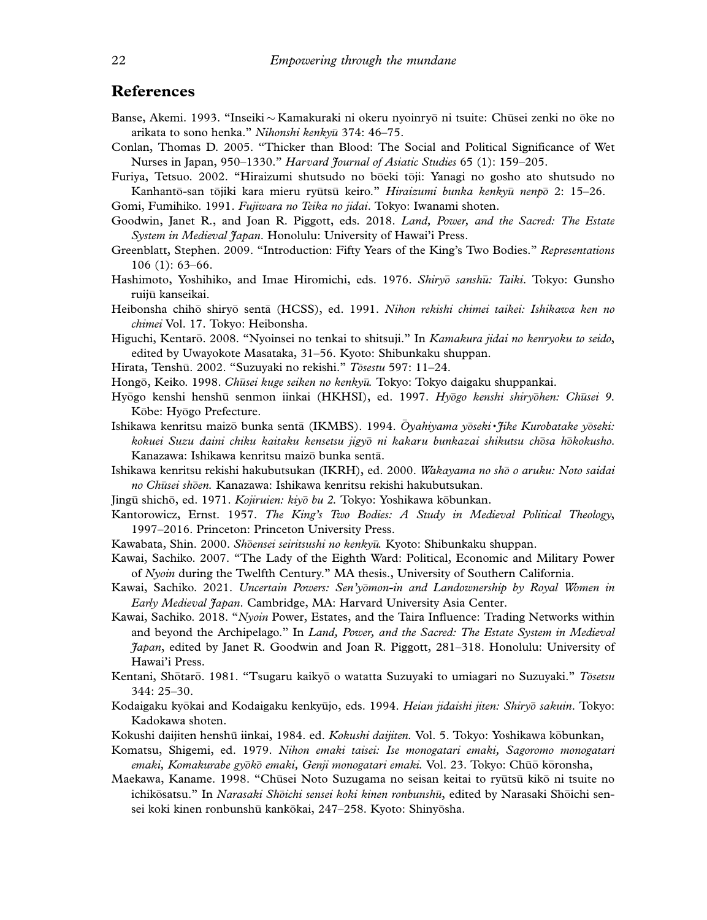## References

Banse, Akemi. 1993. "Inseiki～Kamakuraki ni okeru nyoinryō ni tsuite: Chūsei zenki no ōke no arikata to sono henka." *Nihonshi kenkyū* 374: 46–75.

Conlan, Thomas D. 2005. "Thicker than Blood: The Social and Political Significance of Wet Nurses in Japan, 950–1330." *Harvard Journal of Asiatic Studies* 65 (1): 159–205.

Furiya, Tetsuo. 2002. "Hiraizumi shutsudo no bōeki tōji: Yanagi no gosho ato shutsudo no Kanhantō-san tōjiki kara mieru ryūtsū keiro." *Hiraizumi bunka kenkyū nenpō* 2: 15–26.

Gomi, Fumihiko. 1991. *Fujiwara no Teika no jidai*. Tokyo: Iwanami shoten.

Goodwin, Janet R., and Joan R. Piggott, eds. 2018. *Land, Power, and the Sacred: The Estate System in Medieval Japan*. Honolulu: University of Hawai'i Press.

Greenblatt, Stephen. 2009. "Introduction: Fifty Years of the King's Two Bodies." *Representations* 106 (1): 63–66.

Hashimoto, Yoshihiko, and Imae Hiromichi, eds. 1976. *Shiryō sanshū: Taiki*. Tokyo: Gunsho ruijū kanseikai.

Heibonsha chihō shiryō sentā (HCSS), ed. 1991. *Nihon rekishi chimei taikei: Ishikawa ken no chimei* Vol. 17. Tokyo: Heibonsha.

Higuchi, Kentarō. 2008. "Nyoinsei no tenkai to shitsuji." In *Kamakura jidai no kenryoku to seido*, edited by Uwayokote Masataka, 31–56. Kyoto: Shibunkaku shuppan.

Hirata, Tenshū. 2002. "Suzuyaki no rekishi." *Tōsestu* 597: 11–24.

Hongō, Keiko. 1998. *Chūsei kuge seiken no kenkyū.* Tokyo: Tokyo daigaku shuppankai.

Hyōgo kenshi henshū senmon iinkai (HKHSI), ed. 1997. *Hyōgo kenshi shiryōhen: Chūsei 9*. Kōbe: Hyōgo Prefecture.

Ishikawa kenritsu maizō bunka sentā (IKMBS). 1994. *Ōyahiyama yōseki・Jike Kurobatake yōseki: kokuei Suzu daini chiku kaitaku kensetsu jigyō ni kakaru bunkazai shikutsu chōsa hōkokusho.* Kanazawa: Ishikawa kenritsu maizō bunka sentā.

Ishikawa kenritsu rekishi hakubutsukan (IKRH), ed. 2000. *Wakayama no shō o aruku: Noto saidai no Chūsei shōen.* Kanazawa: Ishikawa kenritsu rekishi hakubutsukan.

Jingū shichō, ed. 1971. *Kojiruien: kiyō bu 2.* Tokyo: Yoshikawa kōbunkan.

Kantorowicz, Ernst. 1957. *The King's Two Bodies: A Study in Medieval Political Theology*, 1997–2016. Princeton: Princeton University Press.

Kawabata, Shin. 2000. *Shōensei seiritsushi no kenkyū.* Kyoto: Shibunkaku shuppan.

Kawai, Sachiko. 2007. "The Lady of the Eighth Ward: Political, Economic and Military Power of *Nyoin* during the Twelfth Century." MA thesis., University of Southern California.

Kawai, Sachiko. 2021. *Uncertain Powers: Sen'yōmon-in and Landownership by Royal Women in Early Medieval Japan*. Cambridge, MA: Harvard University Asia Center.

Kawai, Sachiko. 2018. "*Nyoin* Power, Estates, and the Taira Influence: Trading Networks within and beyond the Archipelago." In *Land, Power, and the Sacred: The Estate System in Medieval Japan*, edited by Janet R. Goodwin and Joan R. Piggott, 281–318. Honolulu: University of Hawai'i Press.

Kentani, Shōtarō. 1981. "Tsugaru kaikyō o watatta Suzuyaki to umiagari no Suzuyaki." *Tōsetsu* 344: 25–30.

Kodaigaku kyōkai and Kodaigaku kenkyūjo, eds. 1994. *Heian jidaishi jiten: Shiryō sakuin*. Tokyo: Kadokawa shoten.

Kokushi daijiten henshū iinkai, 1984. ed. *Kokushi daijiten.* Vol. 5. Tokyo: Yoshikawa kōbunkan,

Komatsu, Shigemi, ed. 1979. *Nihon emaki taisei: Ise monogatari emaki, Sagoromo monogatari emaki, Komakurabe gyōkō emaki, Genji monogatari emaki.* Vol. 23. Tokyo: Chūō kōronsha,

Maekawa, Kaname. 1998. "Chūsei Noto Suzugama no seisan keitai to ryūtsū kikō ni tsuite no ichikōsatsu." In *Narasaki Shōichi sensei koki kinen ronbunshū*, edited by Narasaki Shōichi sensei koki kinen ronbunshū kankōkai, 247–258. Kyoto: Shinyōsha.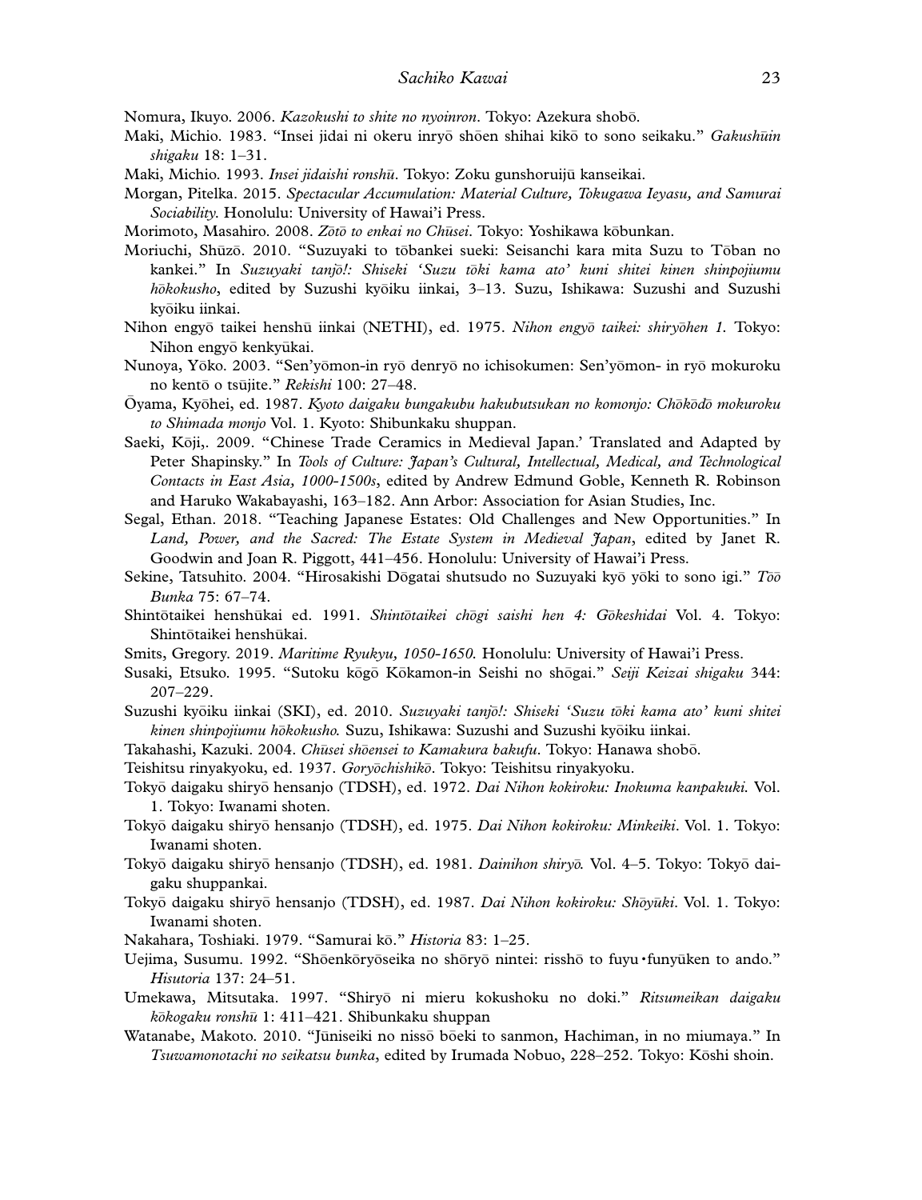Nomura, Ikuyo. 2006. *Kazokushi to shite no nyoinron*. Tokyo: Azekura shobō.

Maki, Michio. 1983. "Insei jidai ni okeru inryō shōen shihai kikō to sono seikaku." *Gakushūin shigaku* 18: 1–31.

Maki, Michio. 1993. *Insei jidaishi ronshū*. Tokyo: Zoku gunshoruijū kanseikai.

Morgan, Pitelka. 2015. *Spectacular Accumulation: Material Culture, Tokugawa Ieyasu, and Samurai Sociability.* Honolulu: University of Hawai'i Press.

Morimoto, Masahiro. 2008. *Zōtō to enkai no Chūsei*. Tokyo: Yoshikawa kōbunkan.

Moriuchi, Shūzō. 2010. "Suzuyaki to tōbankei sueki: Seisanchi kara mita Suzu to Tōban no kankei." In *Suzuyaki tanjō!: Shiseki 'Suzu tōki kama ato' kuni shitei kinen shinpojiumu hōkokusho*, edited by Suzushi kyōiku iinkai, 3–13. Suzu, Ishikawa: Suzushi and Suzushi kyōiku iinkai.

Nihon engyō taikei henshū iinkai (NETHI), ed. 1975. *Nihon engyō taikei: shiryōhen 1.* Tokyo: Nihon engyō kenkyūkai.

Nunoya, Yōko. 2003. "Sen'yōmon-in ryō denryō no ichisokumen: Sen'yōmon- in ryō mokuroku no kentō o tsūjite." *Rekishi* 100: 27–48.

Ōyama, Kyōhei, ed. 1987. *Kyoto daigaku bungakubu hakubutsukan no komonjo: Chōkōdō mokuroku to Shimada monjo* Vol. 1. Kyoto: Shibunkaku shuppan.

Saeki, Kōji,. 2009. "Chinese Trade Ceramics in Medieval Japan.' Translated and Adapted by Peter Shapinsky." In *Tools of Culture: Japan's Cultural, Intellectual, Medical, and Technological Contacts in East Asia, 1000-1500s*, edited by Andrew Edmund Goble, Kenneth R. Robinson and Haruko Wakabayashi, 163–182. Ann Arbor: Association for Asian Studies, Inc.

Segal, Ethan. 2018. "Teaching Japanese Estates: Old Challenges and New Opportunities." In *Land, Power, and the Sacred: The Estate System in Medieval Japan*, edited by Janet R. Goodwin and Joan R. Piggott, 441–456. Honolulu: University of Hawai'i Press.

Sekine, Tatsuhito. 2004. "Hirosakishi Dōgatai shutsudo no Suzuyaki kyō yōki to sono igi." *Tōō Bunka* 75: 67–74.

Shintōtaikei henshūkai ed. 1991. *Shintōtaikei chōgi saishi hen 4: Gōkeshidai* Vol. 4. Tokyo: Shintōtaikei henshūkai.

Smits, Gregory. 2019. *Maritime Ryukyu, 1050-1650.* Honolulu: University of Hawai'i Press.

Susaki, Etsuko. 1995. "Sutoku kōgō Kōkamon-in Seishi no shōgai." *Seiji Keizai shigaku* 344: 207–229.

Suzushi kyōiku iinkai (SKI), ed. 2010. *Suzuyaki tanjō!: Shiseki 'Suzu tōki kama ato' kuni shitei kinen shinpojiumu hōkokusho.* Suzu, Ishikawa: Suzushi and Suzushi kyōiku iinkai.

Takahashi, Kazuki. 2004. *Chūsei shōensei to Kamakura bakufu*. Tokyo: Hanawa shobō.

Teishitsu rinyakyoku, ed. 1937. *Goryōchishikō*. Tokyo: Teishitsu rinyakyoku.

Tokyō daigaku shiryō hensanjo (TDSH), ed. 1972. *Dai Nihon kokiroku: Inokuma kanpakuki.* Vol. 1. Tokyo: Iwanami shoten.

Tokyō daigaku shiryō hensanjo (TDSH), ed. 1975. *Dai Nihon kokiroku: Minkeiki*. Vol. 1. Tokyo: Iwanami shoten.

Tokyō daigaku shiryō hensanjo (TDSH), ed. 1981. *Dainihon shiryō.* Vol. 4–5. Tokyo: Tokyō daigaku shuppankai.

Tokyō daigaku shiryō hensanjo (TDSH), ed. 1987. *Dai Nihon kokiroku: Shōyūki*. Vol. 1. Tokyo: Iwanami shoten.

Nakahara, Toshiaki. 1979. "Samurai kō." *Historia* 83: 1–25.

Uejima, Susumu. 1992. "Shōenkōryōseika no shōryō nintei: risshō to fuyu･funyūken to ando." *Hisutoria* 137: 24–51.

Umekawa, Mitsutaka. 1997. "Shiryō ni mieru kokushoku no doki." *Ritsumeikan daigaku kōkogaku ronshū* 1: 411–421. Shibunkaku shuppan

Watanabe, Makoto. 2010. "Jūniseiki no nissō bōeki to sanmon, Hachiman, in no miumaya." In *Tsuwamonotachi no seikatsu bunka*, edited by Irumada Nobuo, 228–252. Tokyo: Kōshi shoin.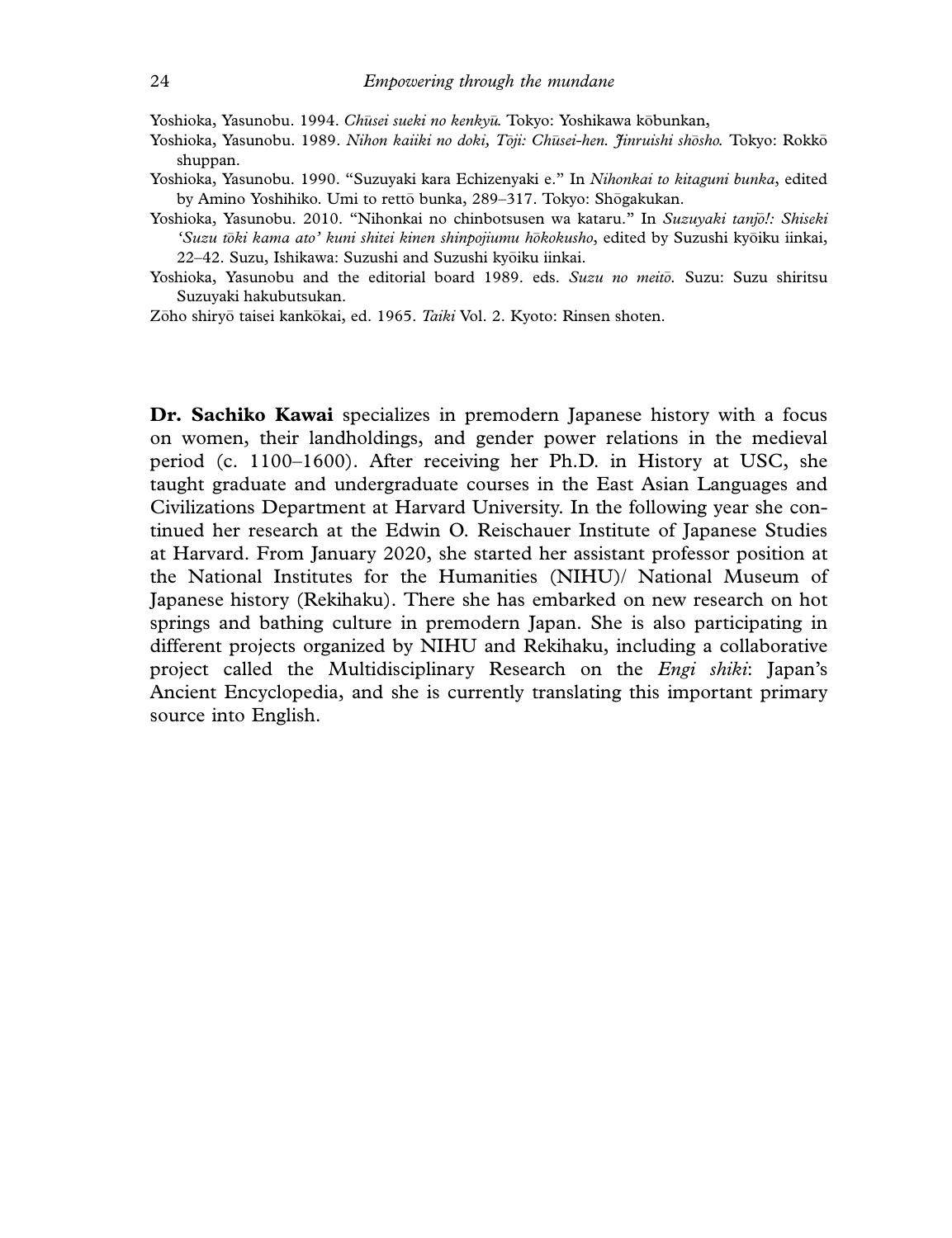Yoshioka, Yasunobu. 1994. *Chūsei sueki no kenkyū.* Tokyo: Yoshikawa kōbunkan,

Yoshioka, Yasunobu. 1989. *Nihon kaiiki no doki, Tōji: Chūsei-hen. Jinruishi shōsho.* Tokyo: Rokkō shuppan.

Yoshioka, Yasunobu. 1990. "Suzuyaki kara Echizenyaki e." In *Nihonkai to kitaguni bunka*, edited by Amino Yoshihiko. Umi to rettō bunka, 289–317. Tokyo: Shōgakukan.

Yoshioka, Yasunobu. 2010. "Nihonkai no chinbotsusen wa kataru." In *Suzuyaki tanjō!: Shiseki 'Suzu tōki kama ato' kuni shitei kinen shinpojiumu hōkokusho*, edited by Suzushi kyōiku iinkai, 22–42. Suzu, Ishikawa: Suzushi and Suzushi kyōiku iinkai.

Yoshioka, Yasunobu and the editorial board 1989. eds. *Suzu no meitō.* Suzu: Suzu shiritsu Suzuyaki hakubutsukan.

Zōho shiryō taisei kankōkai, ed. 1965. *Taiki* Vol. 2. Kyoto: Rinsen shoten.

**Dr. Sachiko Kawai** specializes in premodern Japanese history with a focus on women, their landholdings, and gender power relations in the medieval period (c. 1100–1600). After receiving her Ph.D. in History at USC, she taught graduate and undergraduate courses in the East Asian Languages and Civilizations Department at Harvard University. In the following year she continued her research at the Edwin O. Reischauer Institute of Japanese Studies at Harvard. From January 2020, she started her assistant professor position at the National Institutes for the Humanities (NIHU)/ National Museum of Japanese history (Rekihaku). There she has embarked on new research on hot springs and bathing culture in premodern Japan. She is also participating in different projects organized by NIHU and Rekihaku, including a collaborative project called the Multidisciplinary Research on the *Engi shiki*: Japan's Ancient Encyclopedia, and she is currently translating this important primary source into English.